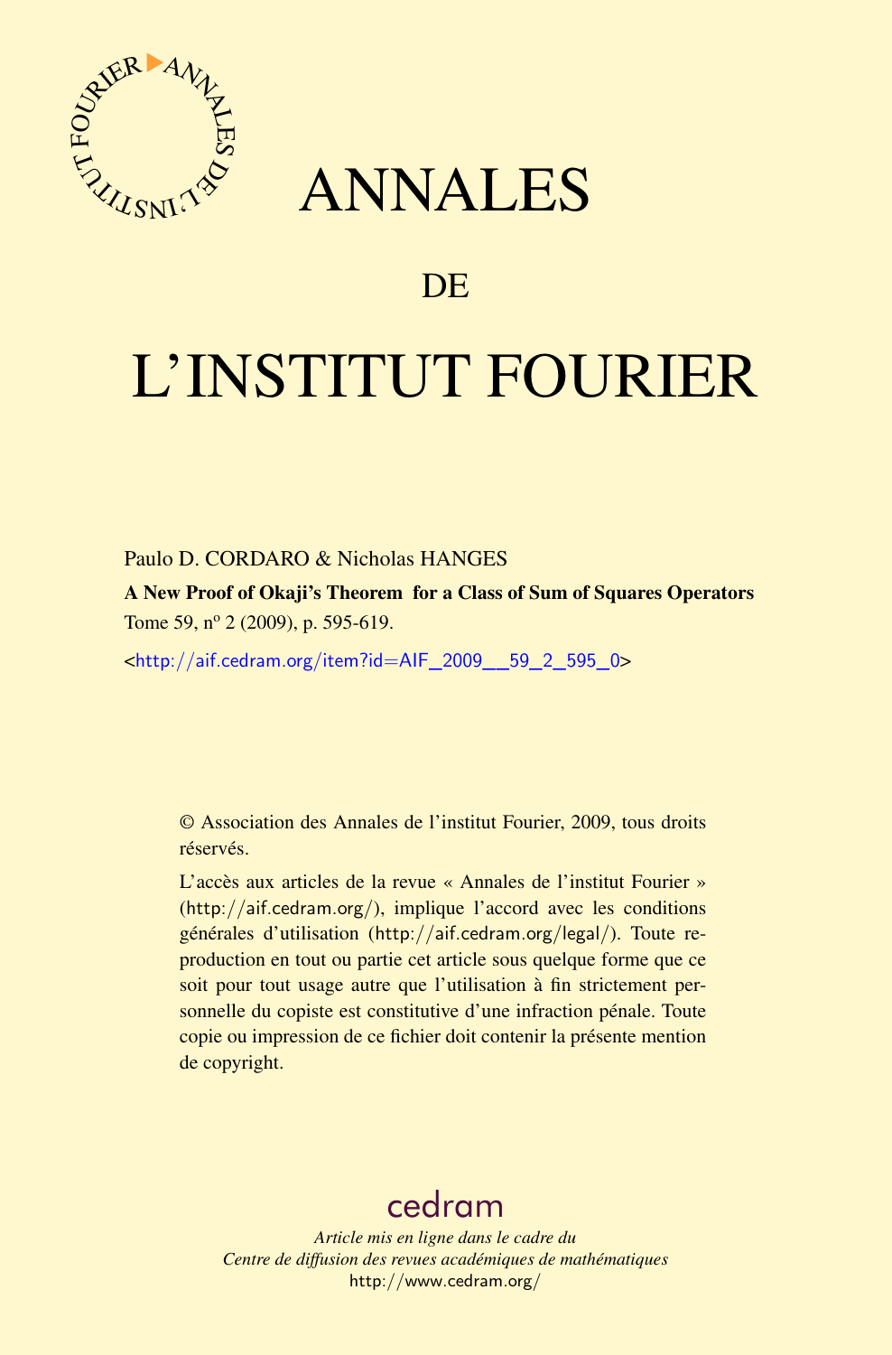# ANNALES

# DE

# L'INSTITUT FOURIER

Paulo D. CORDARO & Nicholas HANGES

**A New Proof of Okaji's Theorem for a Class of Sum of Squares Operators**

Tome 59, nº 2 (2009), p. 595-619.

<http://aif.cedram.org/item?id=AIF_2009__59_2_595_0>

© Association des Annales de l'institut Fourier, 2009, tous droits réservés.

L'accès aux articles de la revue « Annales de l'institut Fourier » (http://aif.cedram.org/), implique l'accord avec les conditions générales d'utilisation (http://aif.cedram.org/legal/). Toute reproduction en tout ou partie cet article sous quelque forme que ce soit pour tout usage autre que l'utilisation à fin strictement personnelle du copiste est constitutive d'une infraction pénale. Toute copie ou impression de ce fichier doit contenir la présente mention de copyright.

cedram

*Article mis en ligne dans le cadre du*
*Centre de diffusion des revues académiques de mathématiques*
http://www.cedram.org/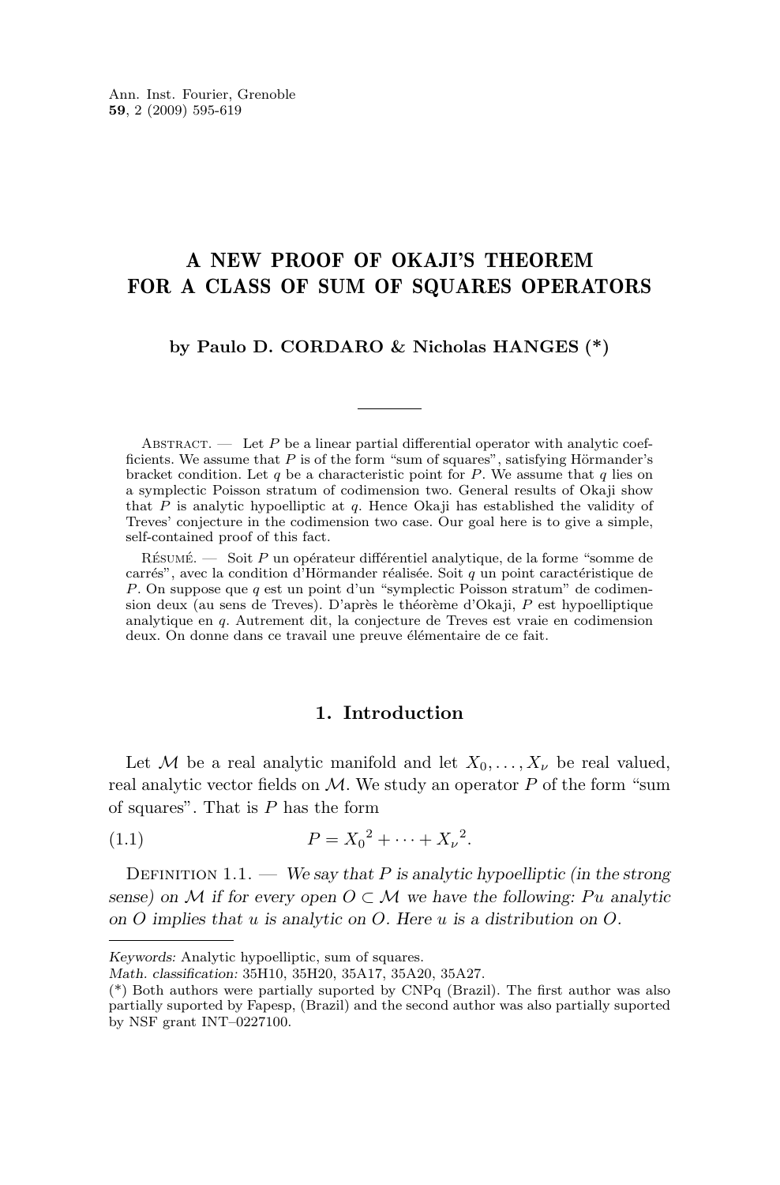Ann. Inst. Fourier, Grenoble
**59**, 2 (2009) 595-619

# A NEW PROOF OF OKAJI'S THEOREM FOR A CLASS OF SUM OF SQUARES OPERATORS

**by Paulo D. CORDARO & Nicholas HANGES (\*)**

Abstract. — Let $P$ be a linear partial differential operator with analytic coefficients. We assume that $P$ is of the form "sum of squares", satisfying Hörmander's bracket condition. Let $q$ be a characteristic point for $P$. We assume that $q$ lies on a symplectic Poisson stratum of codimension two. General results of Okaji show that $P$ is analytic hypoelliptic at $q$. Hence Okaji has established the validity of Treves' conjecture in the codimension two case. Our goal here is to give a simple, self-contained proof of this fact.

Résumé. — Soit $P$ un opérateur différentiel analytique, de la forme "somme de carrés", avec la condition d'Hörmander réalisée. Soit $q$ un point caractéristique de $P$. On suppose que $q$ est un point d'un "symplectic Poisson stratum" de codimension deux (au sens de Treves). D'après le théorème d'Okaji, $P$ est hypoelliptique analytique en $q$. Autrement dit, la conjecture de Treves est vraie en codimension deux. On donne dans ce travail une preuve élémentaire de ce fait.

## 1. Introduction

Let $\mathcal{M}$ be a real analytic manifold and let $X_0, \dots, X_\nu$ be real valued, real analytic vector fields on $\mathcal{M}$. We study an operator $P$ of the form "sum of squares". That is $P$ has the form

$$P = {X_0}^2 + \cdots + {X_\nu}^2. \tag{1.1}$$

Definition 1.1. — *We say that $P$ is analytic hypoelliptic (in the strong sense) on $\mathcal{M}$ if for every open $O \subset \mathcal{M}$ we have the following: $Pu$ analytic on $O$ implies that $u$ is analytic on $O$. Here $u$ is a distribution on $O$.*

---

*Keywords:* Analytic hypoelliptic, sum of squares.
*Math. classification:* 35H10, 35H20, 35A17, 35A20, 35A27.
(\*) Both authors were partially suported by CNPq (Brazil). The first author was also partially suported by Fapesp, (Brazil) and the second author was also partially suported by NSF grant INT–0227100.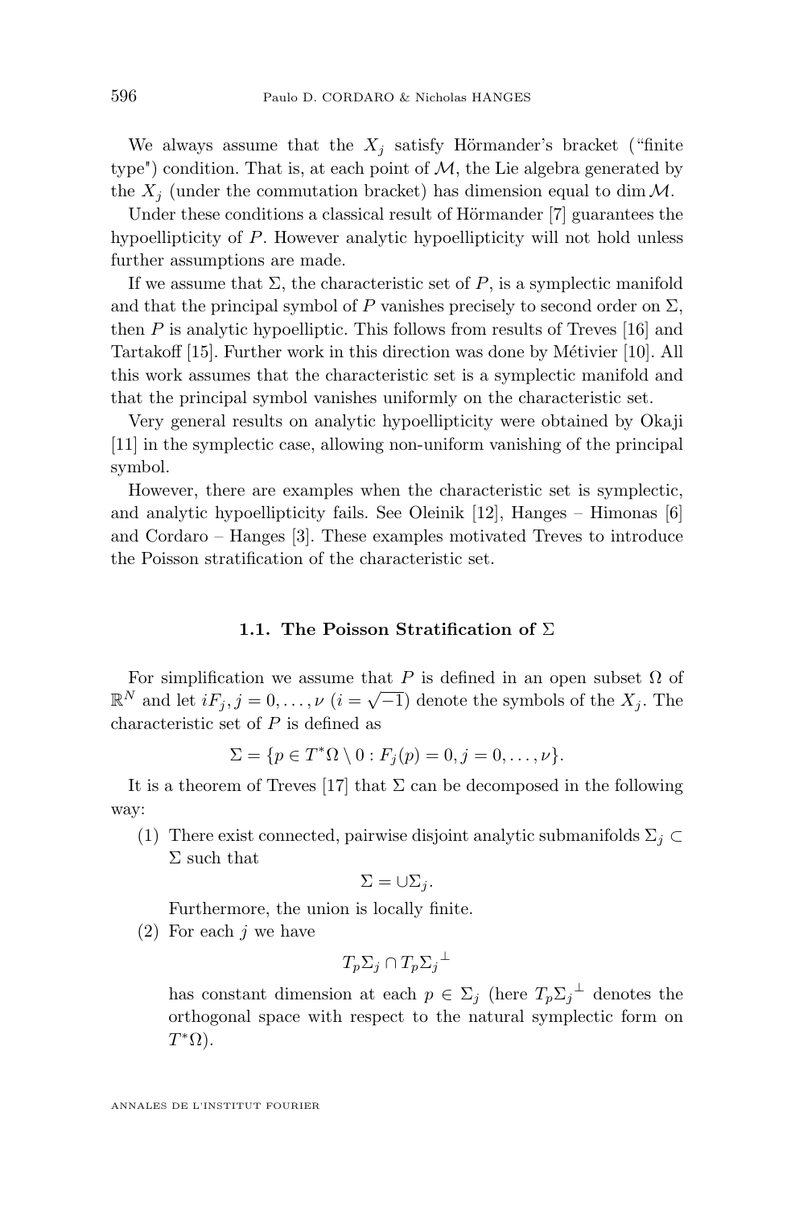We always assume that the $X_j$ satisfy Hörmander's bracket ("finite type") condition. That is, at each point of $\mathcal{M}$, the Lie algebra generated by the $X_j$ (under the commutation bracket) has dimension equal to $\dim \mathcal{M}$.

Under these conditions a classical result of Hörmander [7] guarantees the hypoellipticity of $P$. However analytic hypoellipticity will not hold unless further assumptions are made.

If we assume that $\Sigma$, the characteristic set of $P$, is a symplectic manifold and that the principal symbol of $P$ vanishes precisely to second order on $\Sigma$, then $P$ is analytic hypoelliptic. This follows from results of Treves [16] and Tartakoff [15]. Further work in this direction was done by Métivier [10]. All this work assumes that the characteristic set is a symplectic manifold and that the principal symbol vanishes uniformly on the characteristic set.

Very general results on analytic hypoellipticity were obtained by Okaji [11] in the symplectic case, allowing non-uniform vanishing of the principal symbol.

However, there are examples when the characteristic set is symplectic, and analytic hypoellipticity fails. See Oleinik [12], Hanges – Himonas [6] and Cordaro – Hanges [3]. These examples motivated Treves to introduce the Poisson stratification of the characteristic set.

### 1.1. The Poisson Stratification of $\Sigma$

For simplification we assume that $P$ is defined in an open subset $\Omega$ of $\mathbb{R}^N$ and let $iF_j, j = 0, \ldots, \nu$ ($i = \sqrt{-1}$) denote the symbols of the $X_j$. The characteristic set of $P$ is defined as

$$\Sigma = \{p \in T^*\Omega \setminus 0 : F_j(p) = 0, j = 0, \ldots, \nu\}.$$

It is a theorem of Treves [17] that $\Sigma$ can be decomposed in the following way:

(1) There exist connected, pairwise disjoint analytic submanifolds $\Sigma_j \subset \Sigma$ such that

$$\Sigma = \cup \Sigma_j.$$

Furthermore, the union is locally finite.

(2) For each $j$ we have

$$T_p\Sigma_j \cap T_p{\Sigma_j}^{\perp}$$

has constant dimension at each $p \in \Sigma_j$ (here $T_p{\Sigma_j}^{\perp}$ denotes the orthogonal space with respect to the natural symplectic form on $T^*\Omega$).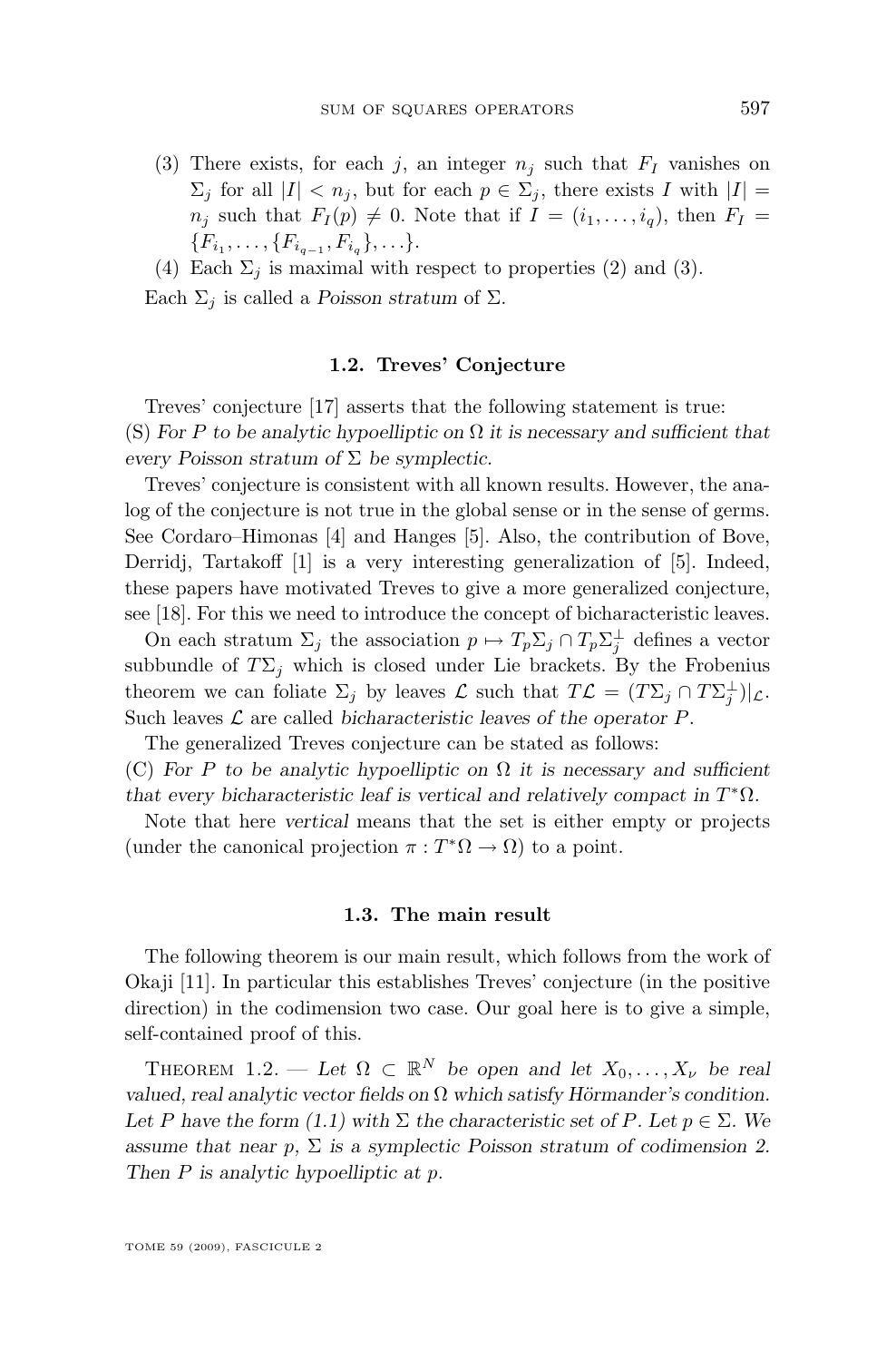(3) There exists, for each $j$, an integer $n_j$ such that $F_I$ vanishes on $\Sigma_j$ for all $|I| < n_j$, but for each $p \in \Sigma_j$, there exists $I$ with $|I| = n_j$ such that $F_I(p) \neq 0$. Note that if $I = (i_1, \ldots, i_q)$, then $F_I = \{F_{i_1}, \ldots, \{F_{i_{q-1}}, F_{i_q}\}, \ldots\}$.

(4) Each $\Sigma_j$ is maximal with respect to properties (2) and (3).

Each $\Sigma_j$ is called a *Poisson stratum* of $\Sigma$.

### 1.2. Treves' Conjecture

Treves' conjecture [17] asserts that the following statement is true:

(S) *For $P$ to be analytic hypoelliptic on $\Omega$ it is necessary and sufficient that every Poisson stratum of $\Sigma$ be symplectic.*

Treves' conjecture is consistent with all known results. However, the analog of the conjecture is not true in the global sense or in the sense of germs. See Cordaro–Himonas [4] and Hanges [5]. Also, the contribution of Bove, Derridj, Tartakoff [1] is a very interesting generalization of [5]. Indeed, these papers have motivated Treves to give a more generalized conjecture, see [18]. For this we need to introduce the concept of bicharacteristic leaves.

On each stratum $\Sigma_j$ the association $p \mapsto T_p\Sigma_j \cap T_p\Sigma_j^{\perp}$ defines a vector subbundle of $T\Sigma_j$ which is closed under Lie brackets. By the Frobenius theorem we can foliate $\Sigma_j$ by leaves $\mathcal{L}$ such that $T\mathcal{L} = (T\Sigma_j \cap T\Sigma_j^{\perp})|_{\mathcal{L}}$. Such leaves $\mathcal{L}$ are called *bicharacteristic leaves of the operator $P$*.

The generalized Treves conjecture can be stated as follows:

(C) *For $P$ to be analytic hypoelliptic on $\Omega$ it is necessary and sufficient that every bicharacteristic leaf is vertical and relatively compact in $T^*\Omega$.*

Note that here *vertical* means that the set is either empty or projects (under the canonical projection $\pi : T^*\Omega \to \Omega$) to a point.

### 1.3. The main result

The following theorem is our main result, which follows from the work of Okaji [11]. In particular this establishes Treves' conjecture (in the positive direction) in the codimension two case. Our goal here is to give a simple, self-contained proof of this.

Theorem 1.2. — *Let $\Omega \subset \mathbb{R}^N$ be open and let $X_0, \ldots, X_\nu$ be real valued, real analytic vector fields on $\Omega$ which satisfy Hörmander's condition. Let $P$ have the form (1.1) with $\Sigma$ the characteristic set of $P$. Let $p \in \Sigma$. We assume that near $p$, $\Sigma$ is a symplectic Poisson stratum of codimension 2. Then $P$ is analytic hypoelliptic at $p$.*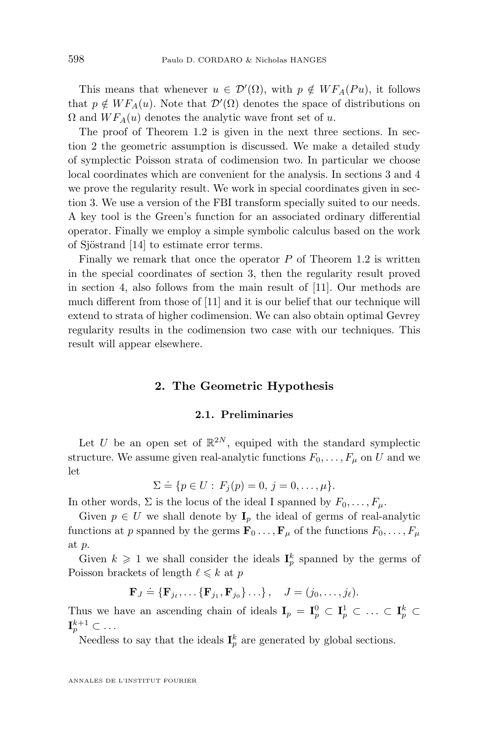This means that whenever $u \in \mathcal{D}'(\Omega)$, with $p \notin WF_A(Pu)$, it follows that $p \notin WF_A(u)$. Note that $\mathcal{D}'(\Omega)$ denotes the space of distributions on $\Omega$ and $WF_A(u)$ denotes the analytic wave front set of $u$.

The proof of Theorem 1.2 is given in the next three sections. In section 2 the geometric assumption is discussed. We make a detailed study of symplectic Poisson strata of codimension two. In particular we choose local coordinates which are convenient for the analysis. In sections 3 and 4 we prove the regularity result. We work in special coordinates given in section 3. We use a version of the FBI transform specially suited to our needs. A key tool is the Green's function for an associated ordinary differential operator. Finally we employ a simple symbolic calculus based on the work of Sjöstrand [14] to estimate error terms.

Finally we remark that once the operator $P$ of Theorem 1.2 is written in the special coordinates of section 3, then the regularity result proved in section 4, also follows from the main result of [11]. Our methods are much different from those of [11] and it is our belief that our technique will extend to strata of higher codimension. We can also obtain optimal Gevrey regularity results in the codimension two case with our techniques. This result will appear elsewhere.

## 2. The Geometric Hypothesis

### 2.1. Preliminaries

Let $U$ be an open set of $\mathbb{R}^{2N}$, equiped with the standard symplectic structure. We assume given real-analytic functions $F_0, \ldots, F_\mu$ on $U$ and we let

$$\Sigma \doteq \{p \in U : \, F_j(p) = 0, \, j = 0, \ldots, \mu\}.$$

In other words, $\Sigma$ is the locus of the ideal I spanned by $F_0, \ldots, F_\mu$.

Given $p \in U$ we shall denote by $\mathbf{I}_p$ the ideal of germs of real-analytic functions at $p$ spanned by the germs $\mathbf{F}_0 \ldots, \mathbf{F}_\mu$ of the functions $F_0, \ldots, F_\mu$ at $p$.

Given $k \geqslant 1$ we shall consider the ideals $\mathbf{I}_p^k$ spanned by the germs of Poisson brackets of length $\ell \leqslant k$ at $p$

$$\mathbf{F}_J \doteq \{\mathbf{F}_{j_\ell}, \ldots \{\mathbf{F}_{j_1}, \mathbf{F}_{j_0}\} \ldots\}, \quad J = (j_0, \ldots, j_\ell).$$

Thus we have an ascending chain of ideals $\mathbf{I}_p = \mathbf{I}_p^0 \subset \mathbf{I}_p^1 \subset \ldots \subset \mathbf{I}_p^k \subset \mathbf{I}_p^{k+1} \subset \ldots$

Needless to say that the ideals $\mathbf{I}_p^k$ are generated by global sections.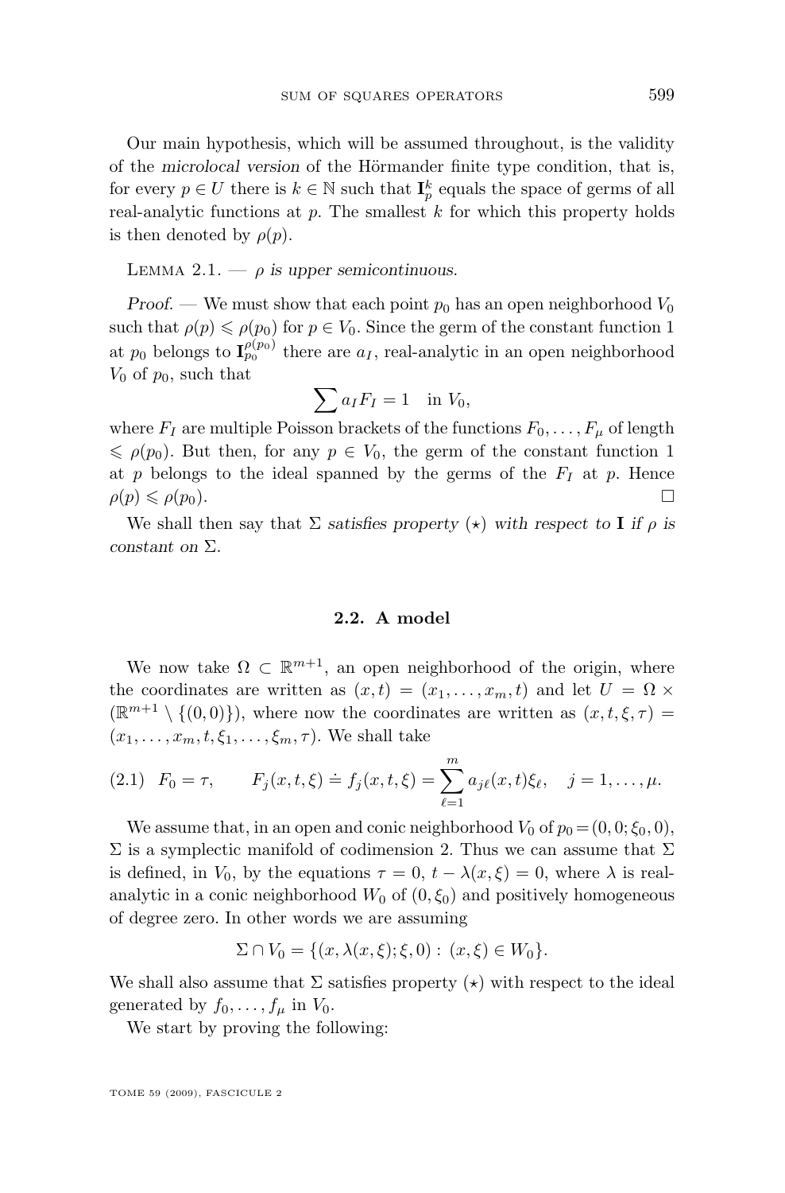Our main hypothesis, which will be assumed throughout, is the validity of the *microlocal version* of the Hörmander finite type condition, that is, for every $p \in U$ there is $k \in \mathbb{N}$ such that $\mathbf{I}_p^k$ equals the space of germs of all real-analytic functions at $p$. The smallest $k$ for which this property holds is then denoted by $\rho(p)$.

Lemma 2.1. — *$\rho$ is upper semicontinuous.*

*Proof.* — We must show that each point $p_0$ has an open neighborhood $V_0$ such that $\rho(p) \leqslant \rho(p_0)$ for $p \in V_0$. Since the germ of the constant function 1 at $p_0$ belongs to $\mathbf{I}_{p_0}^{\rho(p_0)}$ there are $a_I$, real-analytic in an open neighborhood $V_0$ of $p_0$, such that

$$\sum a_I F_I = 1 \quad \text{in } V_0,$$

where $F_I$ are multiple Poisson brackets of the functions $F_0, \ldots, F_\mu$ of length $\leqslant \rho(p_0)$. But then, for any $p \in V_0$, the germ of the constant function 1 at $p$ belongs to the ideal spanned by the germs of the $F_I$ at $p$. Hence $\rho(p) \leqslant \rho(p_0)$. □

We shall then say that $\Sigma$ *satisfies property* $(\star)$ *with respect to* $\mathbf{I}$ *if* $\rho$ *is constant on* $\Sigma$.

### 2.2. A model

We now take $\Omega \subset \mathbb{R}^{m+1}$, an open neighborhood of the origin, where the coordinates are written as $(x,t) = (x_1, \ldots, x_m, t)$ and let $U = \Omega \times (\mathbb{R}^{m+1} \setminus \{(0,0)\})$, where now the coordinates are written as $(x,t,\xi,\tau) = (x_1, \ldots, x_m, t, \xi_1, \ldots, \xi_m, \tau)$. We shall take

$$F_0 = \tau, \qquad F_j(x,t,\xi) \doteq f_j(x,t,\xi) = \sum_{\ell=1}^{m} a_{j\ell}(x,t)\xi_\ell, \quad j = 1, \ldots, \mu. \tag{2.1}$$

We assume that, in an open and conic neighborhood $V_0$ of $p_0 = (0,0;\xi_0,0)$, $\Sigma$ is a symplectic manifold of codimension 2. Thus we can assume that $\Sigma$ is defined, in $V_0$, by the equations $\tau = 0$, $t - \lambda(x,\xi) = 0$, where $\lambda$ is real-analytic in a conic neighborhood $W_0$ of $(0,\xi_0)$ and positively homogeneous of degree zero. In other words we are assuming

$$\Sigma \cap V_0 = \{(x, \lambda(x,\xi); \xi, 0) : (x,\xi) \in W_0\}.$$

We shall also assume that $\Sigma$ satisfies property $(\star)$ with respect to the ideal generated by $f_0, \ldots, f_\mu$ in $V_0$.

We start by proving the following: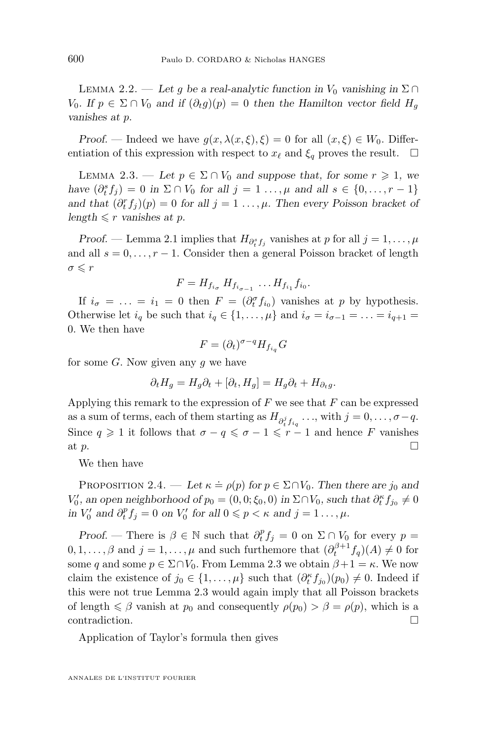Lemma 2.2. — *Let $g$ be a real-analytic function in $V_0$ vanishing in $\Sigma \cap V_0$. If $p \in \Sigma \cap V_0$ and if $(\partial_t g)(p) = 0$ then the Hamilton vector field $H_g$ vanishes at $p$.*

*Proof.* — Indeed we have $g(x, \lambda(x,\xi), \xi) = 0$ for all $(x,\xi) \in W_0$. Differentiation of this expression with respect to $x_\ell$ and $\xi_q$ proves the result. □

Lemma 2.3. — *Let $p \in \Sigma \cap V_0$ and suppose that, for some $r \geqslant 1$, we have $(\partial_t^s f_j) = 0$ in $\Sigma \cap V_0$ for all $j = 1 \ldots, \mu$ and all $s \in \{0, \ldots, r-1\}$ and that $(\partial_t^r f_j)(p) = 0$ for all $j = 1 \ldots, \mu$. Then every Poisson bracket of length $\leqslant r$ vanishes at $p$.*

*Proof.* — Lemma 2.1 implies that $H_{\partial_t^s f_j}$ vanishes at $p$ for all $j = 1, \ldots, \mu$ and all $s = 0, \ldots, r-1$. Consider then a general Poisson bracket of length $\sigma \leqslant r$

$$F = H_{f_{i_\sigma}} H_{f_{i_{\sigma-1}}} \ldots H_{f_{i_1}} f_{i_0}.$$

If $i_\sigma = \ldots = i_1 = 0$ then $F = (\partial_t^\sigma f_{i_0})$ vanishes at $p$ by hypothesis. Otherwise let $i_q$ be such that $i_q \in \{1, \ldots, \mu\}$ and $i_\sigma = i_{\sigma-1} = \ldots = i_{q+1} = 0$. We then have

$$F = (\partial_t)^{\sigma - q} H_{f_{i_q}} G$$

for some $G$. Now given any $g$ we have

$$\partial_t H_g = H_g \partial_t + [\partial_t, H_g] = H_g \partial_t + H_{\partial_t g}.$$

Applying this remark to the expression of $F$ we see that $F$ can be expressed as a sum of terms, each of them starting as $H_{\partial_t^j f_{i_q}} \ldots$, with $j = 0, \ldots, \sigma - q$. Since $q \geqslant 1$ it follows that $\sigma - q \leqslant \sigma - 1 \leqslant r - 1$ and hence $F$ vanishes at $p$. □

We then have

Proposition 2.4. — *Let $\kappa \doteq \rho(p)$ for $p \in \Sigma \cap V_0$. Then there are $j_0$ and $V_0'$, an open neighborhood of $p_0 = (0, 0; \xi_0, 0)$ in $\Sigma \cap V_0$, such that $\partial_t^\kappa f_{j_0} \neq 0$ in $V_0'$ and $\partial_t^p f_j = 0$ on $V_0'$ for all $0 \leqslant p < \kappa$ and $j = 1 \ldots, \mu$.*

*Proof.* — There is $\beta \in \mathbb{N}$ such that $\partial_t^p f_j = 0$ on $\Sigma \cap V_0$ for every $p = 0, 1, \ldots, \beta$ and $j = 1, \ldots, \mu$ and such furthemore that $(\partial_t^{\beta+1} f_q)(A) \neq 0$ for some $q$ and some $p \in \Sigma \cap V_0$. From Lemma 2.3 we obtain $\beta + 1 = \kappa$. We now claim the existence of $j_0 \in \{1, \ldots, \mu\}$ such that $(\partial_t^\kappa f_{j_0})(p_0) \neq 0$. Indeed if this were not true Lemma 2.3 would again imply that all Poisson brackets of length $\leqslant \beta$ vanish at $p_0$ and consequently $\rho(p_0) > \beta = \rho(p)$, which is a contradiction. □

Application of Taylor's formula then gives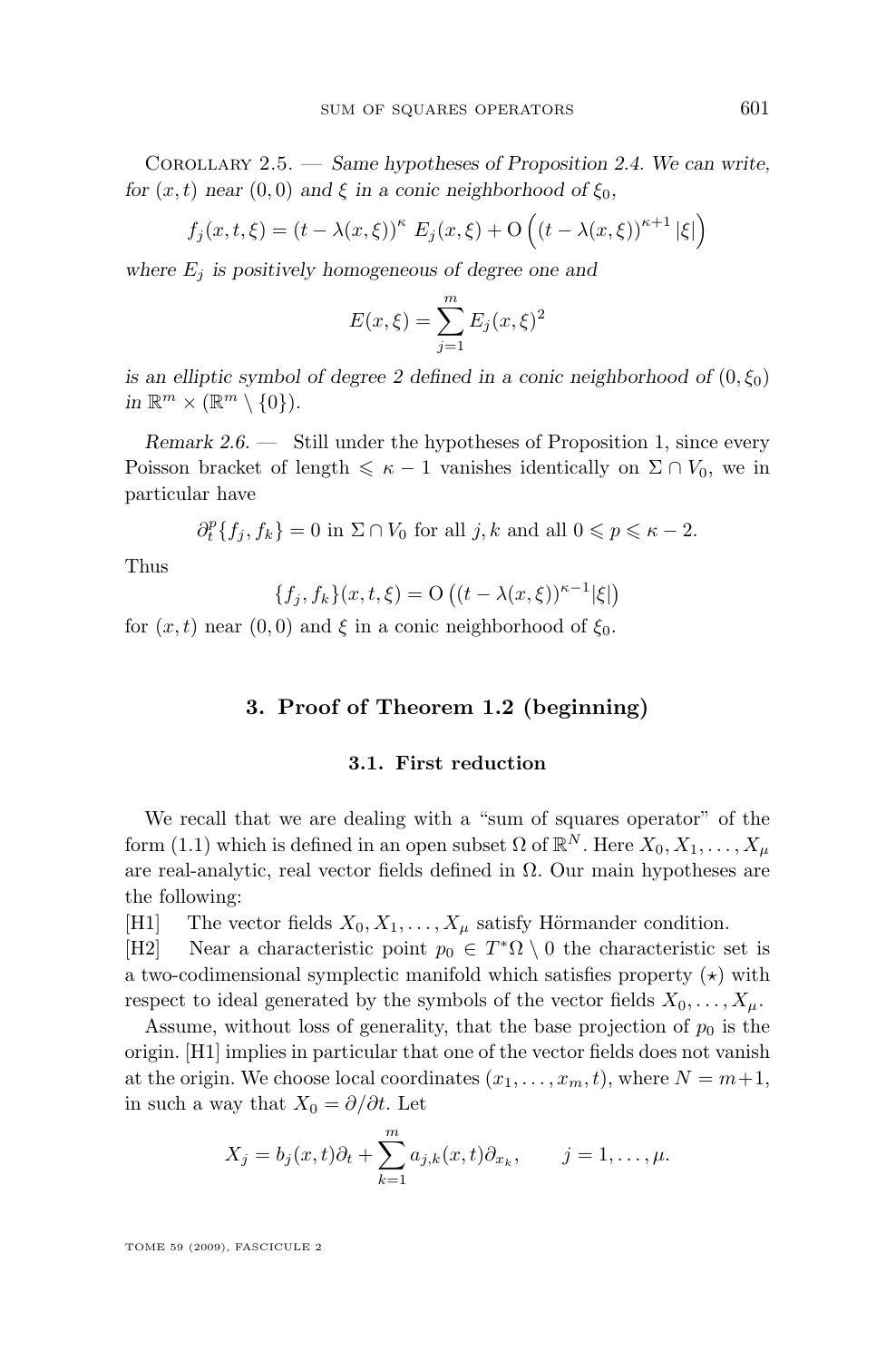Corollary 2.5. — *Same hypotheses of Proposition 2.4. We can write, for $(x,t)$ near $(0,0)$ and $\xi$ in a conic neighborhood of $\xi_0$,*

$$f_j(x,t,\xi) = (t - \lambda(x,\xi))^{\kappa}\, E_j(x,\xi) + \mathrm{O}\left((t-\lambda(x,\xi))^{\kappa+1}\,|\xi|\right)$$

*where $E_j$ is positively homogeneous of degree one and*

$$E(x,\xi) = \sum_{j=1}^{m} E_j(x,\xi)^2$$

*is an elliptic symbol of degree 2 defined in a conic neighborhood of $(0,\xi_0)$ in $\mathbb{R}^m \times (\mathbb{R}^m \setminus \{0\})$.*

*Remark 2.6.* — Still under the hypotheses of Proposition 1, since every Poisson bracket of length $\leqslant \kappa - 1$ vanishes identically on $\Sigma \cap V_0$, we in particular have

$$\partial_t^p \{f_j, f_k\} = 0 \text{ in } \Sigma \cap V_0 \text{ for all } j,k \text{ and all } 0 \leqslant p \leqslant \kappa - 2.$$

Thus

$$\{f_j, f_k\}(x,t,\xi) = \mathrm{O}\left((t-\lambda(x,\xi))^{\kappa-1}|\xi|\right)$$

for $(x,t)$ near $(0,0)$ and $\xi$ in a conic neighborhood of $\xi_0$.

## 3. Proof of Theorem 1.2 (beginning)

### 3.1. First reduction

We recall that we are dealing with a "sum of squares operator" of the form (1.1) which is defined in an open subset $\Omega$ of $\mathbb{R}^N$. Here $X_0, X_1, \ldots, X_\mu$ are real-analytic, real vector fields defined in $\Omega$. Our main hypotheses are the following:

[H1] The vector fields $X_0, X_1, \ldots, X_\mu$ satisfy Hörmander condition.

[H2] Near a characteristic point $p_0 \in T^*\Omega \setminus 0$ the characteristic set is a two-codimensional symplectic manifold which satisfies property $(\star)$ with respect to ideal generated by the symbols of the vector fields $X_0, \ldots, X_\mu$.

Assume, without loss of generality, that the base projection of $p_0$ is the origin. [H1] implies in particular that one of the vector fields does not vanish at the origin. We choose local coordinates $(x_1, \ldots, x_m, t)$, where $N = m+1$, in such a way that $X_0 = \partial/\partial t$. Let

$$X_j = b_j(x,t)\partial_t + \sum_{k=1}^{m} a_{j,k}(x,t)\partial_{x_k}, \qquad j = 1, \ldots, \mu.$$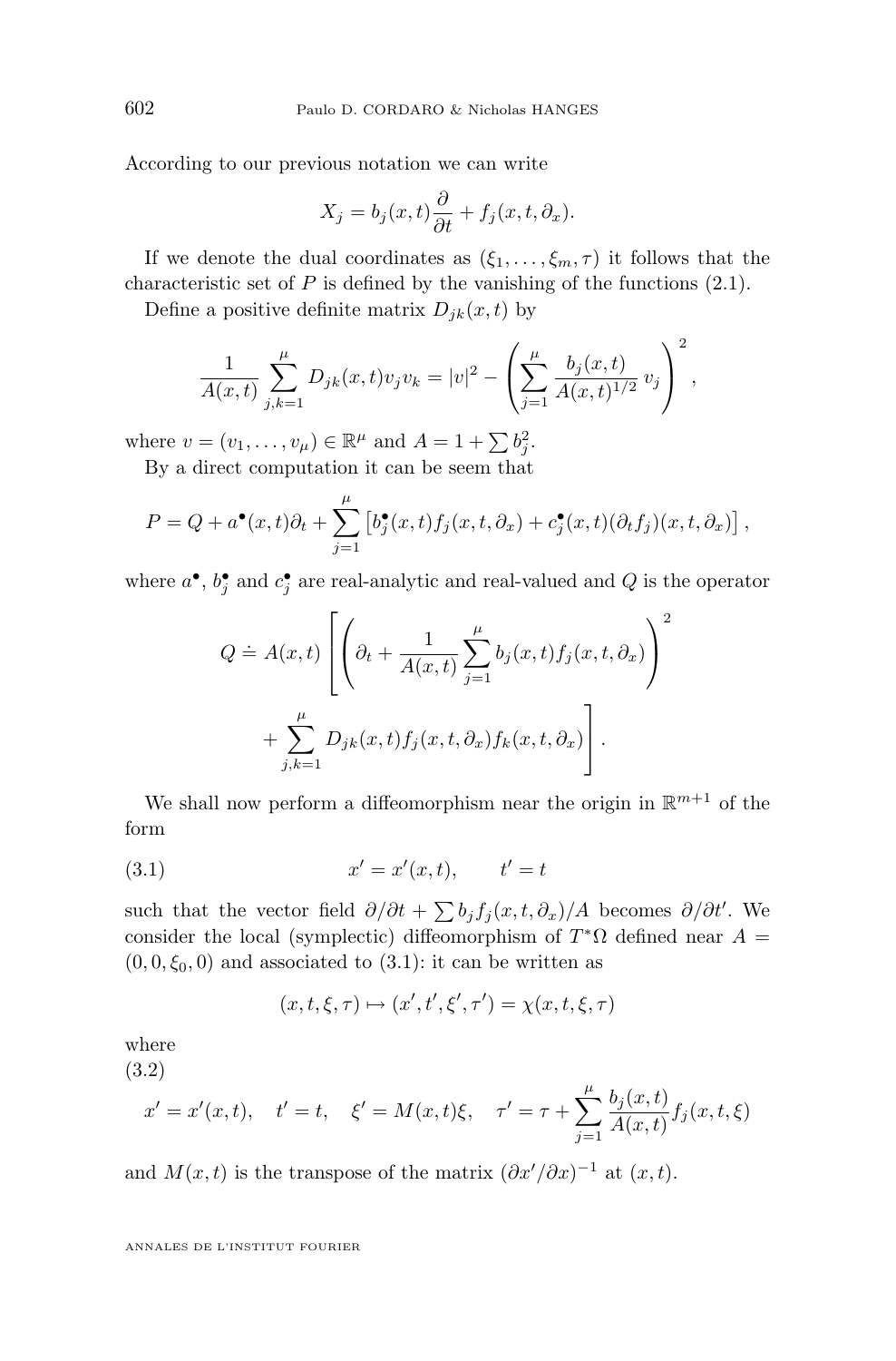According to our previous notation we can write

$$X_j = b_j(x,t)\frac{\partial}{\partial t} + f_j(x,t,\partial_x).$$

If we denote the dual coordinates as $(\xi_1,\ldots,\xi_m,\tau)$ it follows that the characteristic set of $P$ is defined by the vanishing of the functions (2.1).

Define a positive definite matrix $D_{jk}(x,t)$ by

$$\frac{1}{A(x,t)}\sum_{j,k=1}^{\mu} D_{jk}(x,t)v_j v_k = |v|^2 - \left(\sum_{j=1}^{\mu}\frac{b_j(x,t)}{A(x,t)^{1/2}}\,v_j\right)^2,$$

where $v=(v_1,\ldots,v_\mu)\in\mathbb{R}^\mu$ and $A = 1+\sum b_j^2$.

By a direct computation it can be seem that

$$P = Q + a^\bullet(x,t)\partial_t + \sum_{j=1}^{\mu}\left[b_j^\bullet(x,t)f_j(x,t,\partial_x) + c_j^\bullet(x,t)(\partial_t f_j)(x,t,\partial_x)\right],$$

where $a^\bullet$, $b_j^\bullet$ and $c_j^\bullet$ are real-analytic and real-valued and $Q$ is the operator

$$Q \doteq A(x,t)\left[\left(\partial_t + \frac{1}{A(x,t)}\sum_{j=1}^{\mu} b_j(x,t)f_j(x,t,\partial_x)\right)^2 + \sum_{j,k=1}^{\mu} D_{jk}(x,t)f_j(x,t,\partial_x)f_k(x,t,\partial_x)\right].$$

We shall now perform a diffeomorphism near the origin in $\mathbb{R}^{m+1}$ of the form

$$x' = x'(x,t), \qquad t' = t \tag{3.1}$$

such that the vector field $\partial/\partial t + \sum b_j f_j(x,t,\partial_x)/A$ becomes $\partial/\partial t'$. We consider the local (symplectic) diffeomorphism of $T^*\Omega$ defined near $A = (0,0,\xi_0,0)$ and associated to (3.1): it can be written as

$$(x,t,\xi,\tau)\mapsto(x',t',\xi',\tau') = \chi(x,t,\xi,\tau)$$

where

$$x' = x'(x,t), \quad t' = t, \quad \xi' = M(x,t)\xi, \quad \tau' = \tau + \sum_{j=1}^{\mu}\frac{b_j(x,t)}{A(x,t)}f_j(x,t,\xi) \tag{3.2}$$

and $M(x,t)$ is the transpose of the matrix $(\partial x'/\partial x)^{-1}$ at $(x,t)$.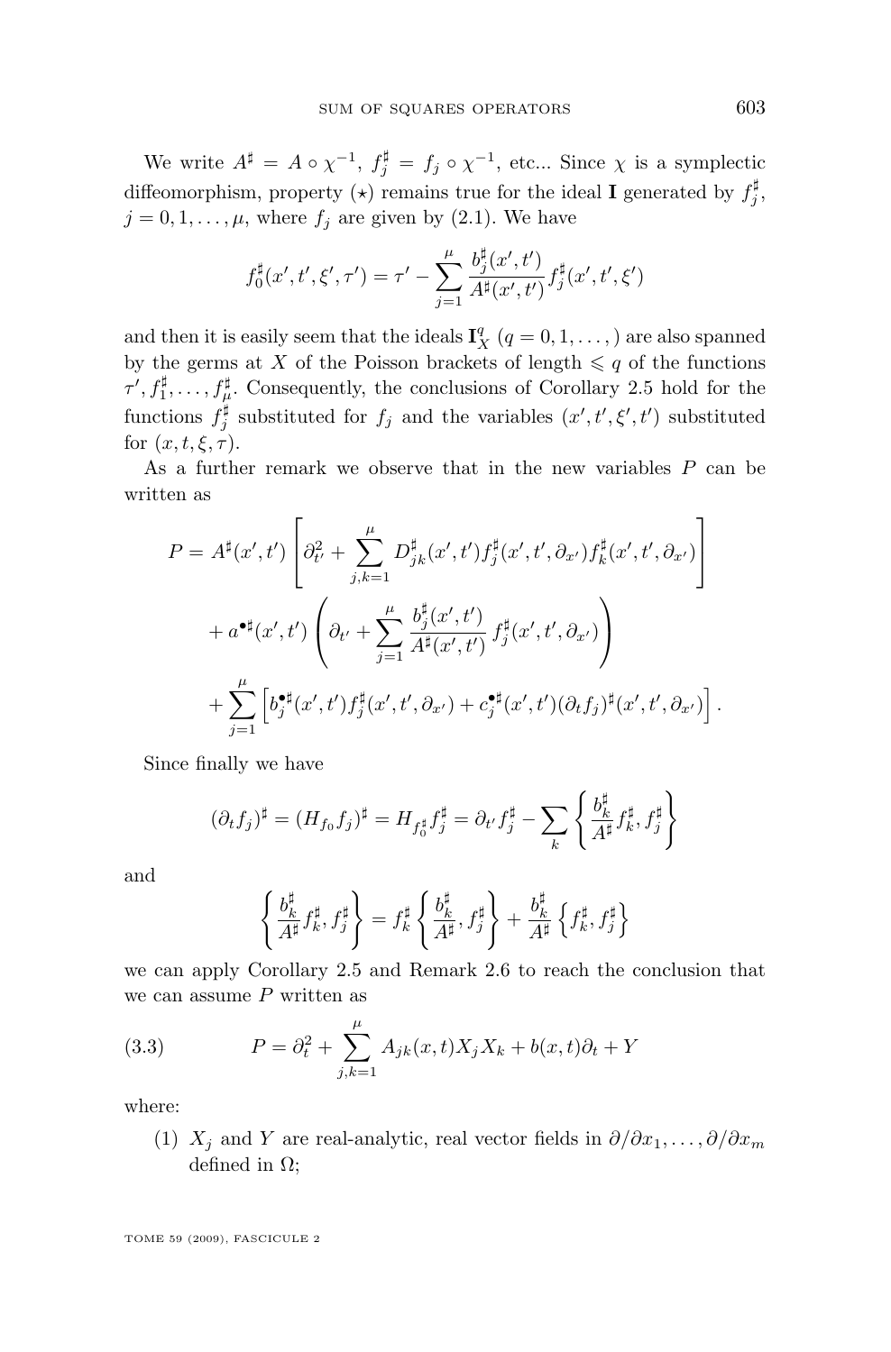We write $A^\sharp = A \circ \chi^{-1}$, $f_j^\sharp = f_j \circ \chi^{-1}$, etc... Since $\chi$ is a symplectic diffeomorphism, property $(\star)$ remains true for the ideal $\mathbf{I}$ generated by $f_j^\sharp$, $j = 0, 1, \ldots, \mu$, where $f_j$ are given by (2.1). We have

$$f_0^\sharp(x', t', \xi', \tau') = \tau' - \sum_{j=1}^{\mu} \frac{b_j^\sharp(x', t')}{A^\sharp(x', t')} f_j^\sharp(x', t', \xi')$$

and then it is easily seem that the ideals $\mathbf{I}_X^q$ $(q = 0, 1, \ldots, )$ are also spanned by the germs at $X$ of the Poisson brackets of length $\leqslant q$ of the functions $\tau', f_1^\sharp, \ldots, f_\mu^\sharp$. Consequently, the conclusions of Corollary 2.5 hold for the functions $f_j^\sharp$ substituted for $f_j$ and the variables $(x', t', \xi', t')$ substituted for $(x, t, \xi, \tau)$.

As a further remark we observe that in the new variables $P$ can be written as

$$\begin{aligned}
P = A^\sharp(x', t') &\left[ \partial_{t'}^2 + \sum_{j,k=1}^{\mu} D_{jk}^\sharp(x', t') f_j^\sharp(x', t', \partial_{x'}) f_k^\sharp(x', t', \partial_{x'}) \right] \\
&+ a^{\bullet\sharp}(x', t') \left( \partial_{t'} + \sum_{j=1}^{\mu} \frac{b_j^\sharp(x', t')}{A^\sharp(x', t')} f_j^\sharp(x', t', \partial_{x'}) \right) \\
&+ \sum_{j=1}^{\mu} \left[ b_j^{\bullet\sharp}(x', t') f_j^\sharp(x', t', \partial_{x'}) + c_j^{\bullet\sharp}(x', t') (\partial_t f_j)^\sharp(x', t', \partial_{x'}) \right].
\end{aligned}$$

Since finally we have

$$(\partial_t f_j)^\sharp = (H_{f_0} f_j)^\sharp = H_{f_0^\sharp} f_j^\sharp = \partial_{t'} f_j^\sharp - \sum_k \left\{ \frac{b_k^\sharp}{A^\sharp} f_k^\sharp, f_j^\sharp \right\}$$

and

$$\left\{ \frac{b_k^\sharp}{A^\sharp} f_k^\sharp, f_j^\sharp \right\} = f_k^\sharp \left\{ \frac{b_k^\sharp}{A^\sharp}, f_j^\sharp \right\} + \frac{b_k^\sharp}{A^\sharp} \left\{ f_k^\sharp, f_j^\sharp \right\}$$

we can apply Corollary 2.5 and Remark 2.6 to reach the conclusion that we can assume $P$ written as

$$P = \partial_t^2 + \sum_{j,k=1}^{\mu} A_{jk}(x, t) X_j X_k + b(x, t) \partial_t + Y \tag{3.3}$$

where:

(1) $X_j$ and $Y$ are real-analytic, real vector fields in $\partial/\partial x_1, \ldots, \partial/\partial x_m$ defined in $\Omega$;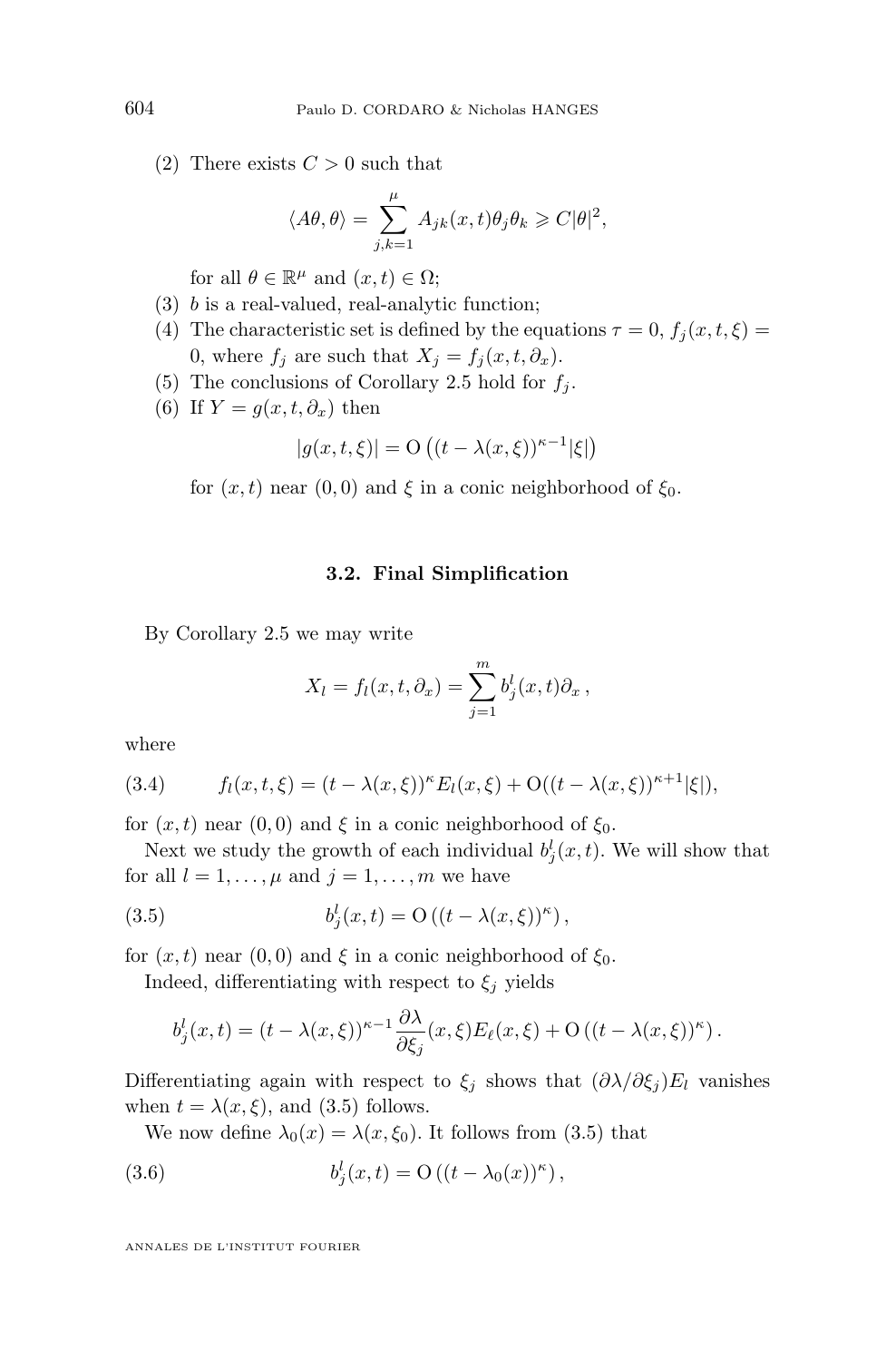(2) There exists $C > 0$ such that

$$\langle A\theta, \theta\rangle = \sum_{j,k=1}^{\mu} A_{jk}(x,t)\theta_j\theta_k \geqslant C|\theta|^2,$$

for all $\theta \in \mathbb{R}^\mu$ and $(x,t) \in \Omega$;

(3) $b$ is a real-valued, real-analytic function;

(4) The characteristic set is defined by the equations $\tau = 0$, $f_j(x,t,\xi) = 0$, where $f_j$ are such that $X_j = f_j(x,t,\partial_x)$.

(5) The conclusions of Corollary 2.5 hold for $f_j$.

(6) If $Y = g(x,t,\partial_x)$ then

$$|g(x,t,\xi)| = \mathrm{O}\left((t-\lambda(x,\xi))^{\kappa-1}|\xi|\right)$$

for $(x,t)$ near $(0,0)$ and $\xi$ in a conic neighborhood of $\xi_0$.

### 3.2. Final Simplification

By Corollary 2.5 we may write

$$X_l = f_l(x,t,\partial_x) = \sum_{j=1}^{m} b_j^l(x,t)\partial_x\,,$$

where

$$f_l(x,t,\xi) = (t-\lambda(x,\xi))^\kappa E_l(x,\xi) + \mathrm{O}((t-\lambda(x,\xi))^{\kappa+1}|\xi|), \tag{3.4}$$

for $(x,t)$ near $(0,0)$ and $\xi$ in a conic neighborhood of $\xi_0$.

Next we study the growth of each individual $b_j^l(x,t)$. We will show that for all $l = 1,\dots,\mu$ and $j = 1,\dots,m$ we have

$$b_j^l(x,t) = \mathrm{O}\left((t-\lambda(x,\xi))^\kappa\right), \tag{3.5}$$

for $(x,t)$ near $(0,0)$ and $\xi$ in a conic neighborhood of $\xi_0$.

Indeed, differentiating with respect to $\xi_j$ yields

$$b_j^l(x,t) = (t-\lambda(x,\xi))^{\kappa-1}\frac{\partial\lambda}{\partial\xi_j}(x,\xi)E_\ell(x,\xi) + \mathrm{O}\left((t-\lambda(x,\xi))^\kappa\right).$$

Differentiating again with respect to $\xi_j$ shows that $(\partial\lambda/\partial\xi_j)E_l$ vanishes when $t = \lambda(x,\xi)$, and (3.5) follows.

We now define $\lambda_0(x) = \lambda(x,\xi_0)$. It follows from (3.5) that

$$b_j^l(x,t) = \mathrm{O}\left((t-\lambda_0(x))^\kappa\right), \tag{3.6}$$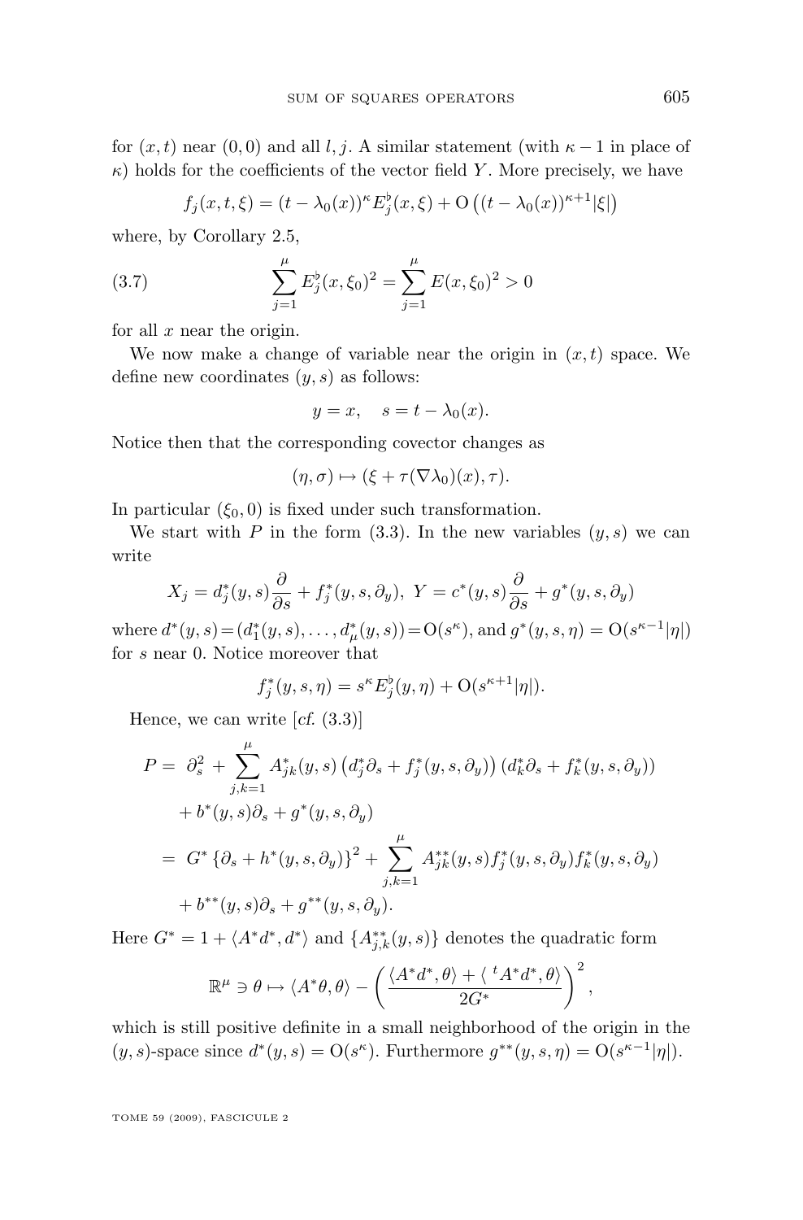for $(x,t)$ near $(0,0)$ and all $l,j$. A similar statement (with $\kappa-1$ in place of $\kappa$) holds for the coefficients of the vector field $Y$. More precisely, we have

$$f_j(x,t,\xi) = (t-\lambda_0(x))^\kappa E_j^\flat(x,\xi) + \mathrm{O}\left((t-\lambda_0(x))^{\kappa+1}|\xi|\right)$$

where, by Corollary 2.5,

$$\sum_{j=1}^{\mu} E_j^\flat(x,\xi_0)^2 = \sum_{j=1}^{\mu} E(x,\xi_0)^2 > 0 \tag{3.7}$$

for all $x$ near the origin.

We now make a change of variable near the origin in $(x,t)$ space. We define new coordinates $(y,s)$ as follows:

$$y = x, \quad s = t - \lambda_0(x).$$

Notice then that the corresponding covector changes as

$$(\eta,\sigma) \mapsto (\xi + \tau(\nabla\lambda_0)(x), \tau).$$

In particular $(\xi_0, 0)$ is fixed under such transformation.

We start with $P$ in the form (3.3). In the new variables $(y,s)$ we can write

$$X_j = d_j^*(y,s)\frac{\partial}{\partial s} + f_j^*(y,s,\partial_y),\ Y = c^*(y,s)\frac{\partial}{\partial s} + g^*(y,s,\partial_y)$$

where $d^*(y,s) = (d_1^*(y,s),\ldots,d_\mu^*(y,s)) = \mathrm{O}(s^\kappa)$, and $g^*(y,s,\eta) = \mathrm{O}(s^{\kappa-1}|\eta|)$ for $s$ near 0. Notice moreover that

$$f_j^*(y,s,\eta) = s^\kappa E_j^\flat(y,\eta) + \mathrm{O}(s^{\kappa+1}|\eta|).$$

Hence, we can write [*cf.* (3.3)]

$$\begin{aligned}
P = {} & \partial_s^2 + \sum_{j,k=1}^{\mu} A_{jk}^*(y,s)\left(d_j^*\partial_s + f_j^*(y,s,\partial_y)\right)\left(d_k^*\partial_s + f_k^*(y,s,\partial_y)\right) \\
& + b^*(y,s)\partial_s + g^*(y,s,\partial_y) \\
= {} & G^*\left\{\partial_s + h^*(y,s,\partial_y)\right\}^2 + \sum_{j,k=1}^{\mu} A_{jk}^{**}(y,s) f_j^*(y,s,\partial_y) f_k^*(y,s,\partial_y) \\
& + b^{**}(y,s)\partial_s + g^{**}(y,s,\partial_y).
\end{aligned}$$

Here $G^* = 1 + \langle A^* d^*, d^*\rangle$ and $\{A_{j,k}^{**}(y,s)\}$ denotes the quadratic form

$$\mathbb{R}^\mu \ni \theta \mapsto \langle A^*\theta,\theta\rangle - \left(\frac{\langle A^* d^*,\theta\rangle + \langle\, {}^tA^* d^*,\theta\rangle}{2G^*}\right)^2,$$

which is still positive definite in a small neighborhood of the origin in the $(y,s)$-space since $d^*(y,s) = \mathrm{O}(s^\kappa)$. Furthermore $g^{**}(y,s,\eta) = \mathrm{O}(s^{\kappa-1}|\eta|)$.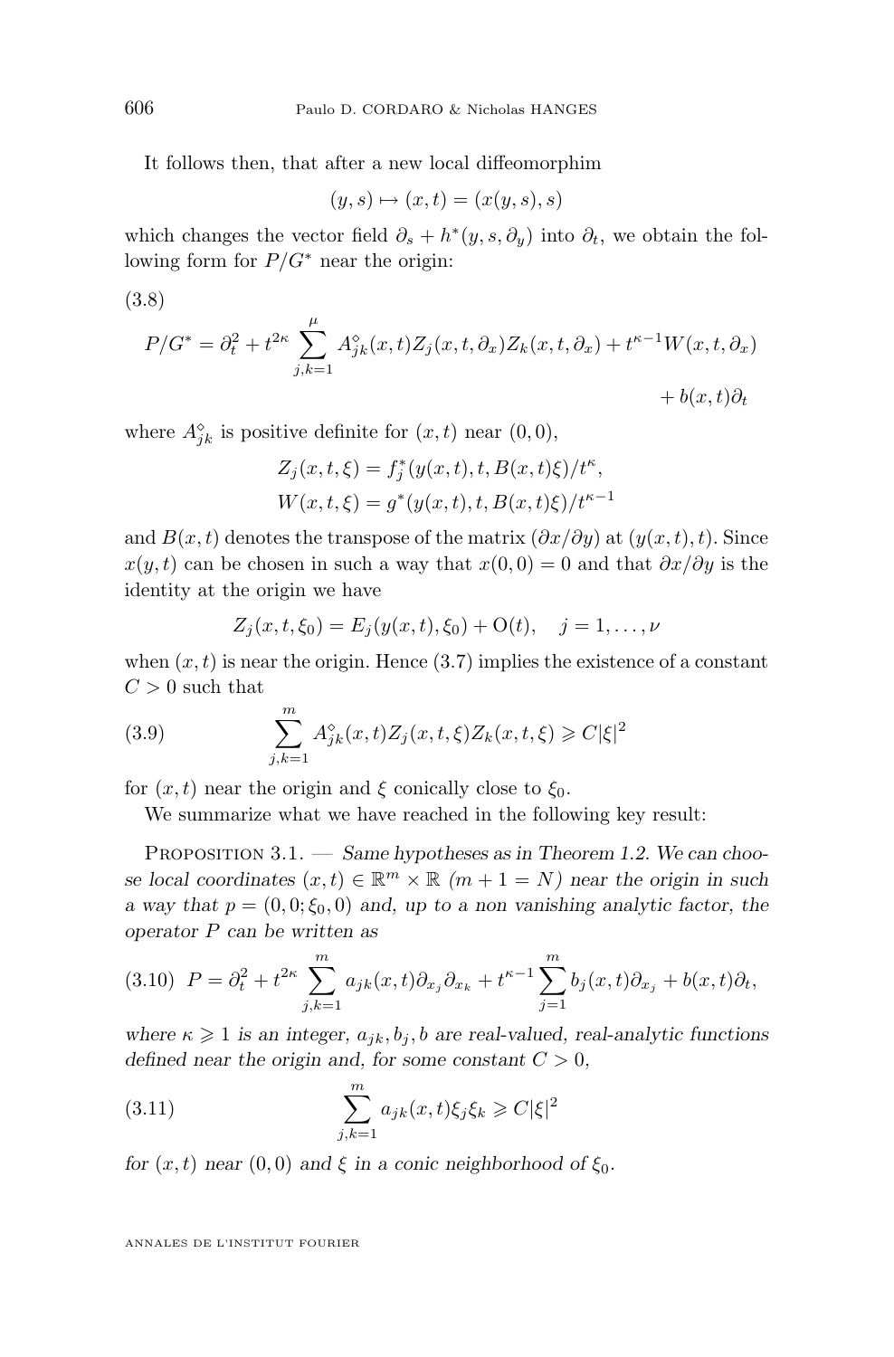It follows then, that after a new local diffeomorphim

$$(y,s) \mapsto (x,t) = (x(y,s), s)$$

which changes the vector field $\partial_s + h^*(y,s,\partial_y)$ into $\partial_t$, we obtain the following form for $P/G^*$ near the origin:

(3.8)

$$P/G^* = \partial_t^2 + t^{2\kappa} \sum_{j,k=1}^{\mu} A^{\diamond}_{jk}(x,t) Z_j(x,t,\partial_x) Z_k(x,t,\partial_x) + t^{\kappa-1} W(x,t,\partial_x) + b(x,t)\partial_t$$

where $A^{\diamond}_{jk}$ is positive definite for $(x,t)$ near $(0,0)$,

$$Z_j(x,t,\xi) = f_j^*(y(x,t),t,B(x,t)\xi)/t^{\kappa},$$
$$W(x,t,\xi) = g^*(y(x,t),t,B(x,t)\xi)/t^{\kappa-1}$$

and $B(x,t)$ denotes the transpose of the matrix $(\partial x/\partial y)$ at $(y(x,t),t)$. Since $x(y,t)$ can be chosen in such a way that $x(0,0)=0$ and that $\partial x/\partial y$ is the identity at the origin we have

$$Z_j(x,t,\xi_0) = E_j(y(x,t),\xi_0) + \mathrm{O}(t), \quad j = 1,\ldots,\nu$$

when $(x,t)$ is near the origin. Hence (3.7) implies the existence of a constant $C > 0$ such that

$$\sum_{j,k=1}^{m} A^{\diamond}_{jk}(x,t) Z_j(x,t,\xi) Z_k(x,t,\xi) \geqslant C|\xi|^2 \tag{3.9}$$

for $(x,t)$ near the origin and $\xi$ conically close to $\xi_0$.

We summarize what we have reached in the following key result:

Proposition 3.1. — *Same hypotheses as in Theorem 1.2. We can choose local coordinates $(x,t) \in \mathbb{R}^m \times \mathbb{R}$ ($m+1 = N$) near the origin in such a way that $p = (0,0;\xi_0,0)$ and, up to a non vanishing analytic factor, the operator $P$ can be written as*

$$P = \partial_t^2 + t^{2\kappa} \sum_{j,k=1}^{m} a_{jk}(x,t)\partial_{x_j}\partial_{x_k} + t^{\kappa-1}\sum_{j=1}^{m} b_j(x,t)\partial_{x_j} + b(x,t)\partial_t, \tag{3.10}$$

*where $\kappa \geqslant 1$ is an integer, $a_{jk}, b_j, b$ are real-valued, real-analytic functions defined near the origin and, for some constant $C > 0$,*

$$\sum_{j,k=1}^{m} a_{jk}(x,t)\xi_j\xi_k \geqslant C|\xi|^2 \tag{3.11}$$

*for $(x,t)$ near $(0,0)$ and $\xi$ in a conic neighborhood of $\xi_0$.*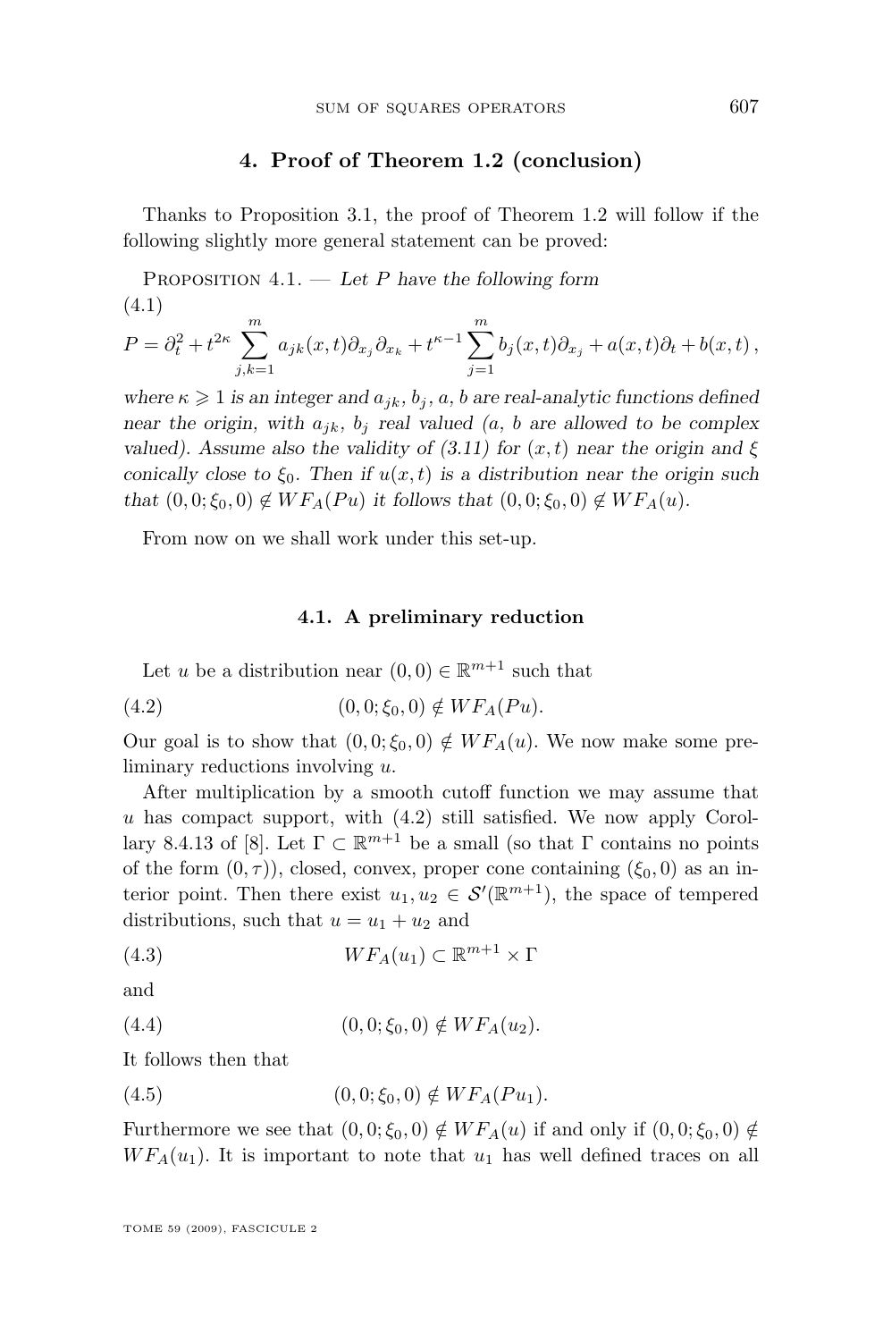## 4. Proof of Theorem 1.2 (conclusion)

Thanks to Proposition 3.1, the proof of Theorem 1.2 will follow if the following slightly more general statement can be proved:

Proposition 4.1. — *Let $P$ have the following form*

$$P = \partial_t^2 + t^{2\kappa} \sum_{j,k=1}^{m} a_{jk}(x,t)\partial_{x_j}\partial_{x_k} + t^{\kappa-1}\sum_{j=1}^{m} b_j(x,t)\partial_{x_j} + a(x,t)\partial_t + b(x,t)\,, \tag{4.1}$$

*where $\kappa \geqslant 1$ is an integer and $a_{jk}$, $b_j$, $a$, $b$ are real-analytic functions defined near the origin, with $a_{jk}$, $b_j$ real valued ($a$, $b$ are allowed to be complex valued). Assume also the validity of (3.11) for $(x,t)$ near the origin and $\xi$ conically close to $\xi_0$. Then if $u(x,t)$ is a distribution near the origin such that $(0,0;\xi_0,0) \notin WF_A(Pu)$ it follows that $(0,0;\xi_0,0) \notin WF_A(u)$.*

From now on we shall work under this set-up.

### 4.1. A preliminary reduction

Let $u$ be a distribution near $(0,0) \in \mathbb{R}^{m+1}$ such that

$$(0,0;\xi_0,0) \notin WF_A(Pu). \tag{4.2}$$

Our goal is to show that $(0,0;\xi_0,0) \notin WF_A(u)$. We now make some preliminary reductions involving $u$.

After multiplication by a smooth cutoff function we may assume that $u$ has compact support, with (4.2) still satisfied. We now apply Corollary 8.4.13 of [8]. Let $\Gamma \subset \mathbb{R}^{m+1}$ be a small (so that $\Gamma$ contains no points of the form $(0,\tau)$), closed, convex, proper cone containing $(\xi_0, 0)$ as an interior point. Then there exist $u_1, u_2 \in \mathcal{S}'(\mathbb{R}^{m+1})$, the space of tempered distributions, such that $u = u_1 + u_2$ and

$$WF_A(u_1) \subset \mathbb{R}^{m+1} \times \Gamma \tag{4.3}$$

and

$$(0,0;\xi_0,0) \notin WF_A(u_2). \tag{4.4}$$

It follows then that

$$(0,0;\xi_0,0) \notin WF_A(Pu_1). \tag{4.5}$$

Furthermore we see that $(0,0;\xi_0,0) \notin WF_A(u)$ if and only if $(0,0;\xi_0,0) \notin WF_A(u_1)$. It is important to note that $u_1$ has well defined traces on all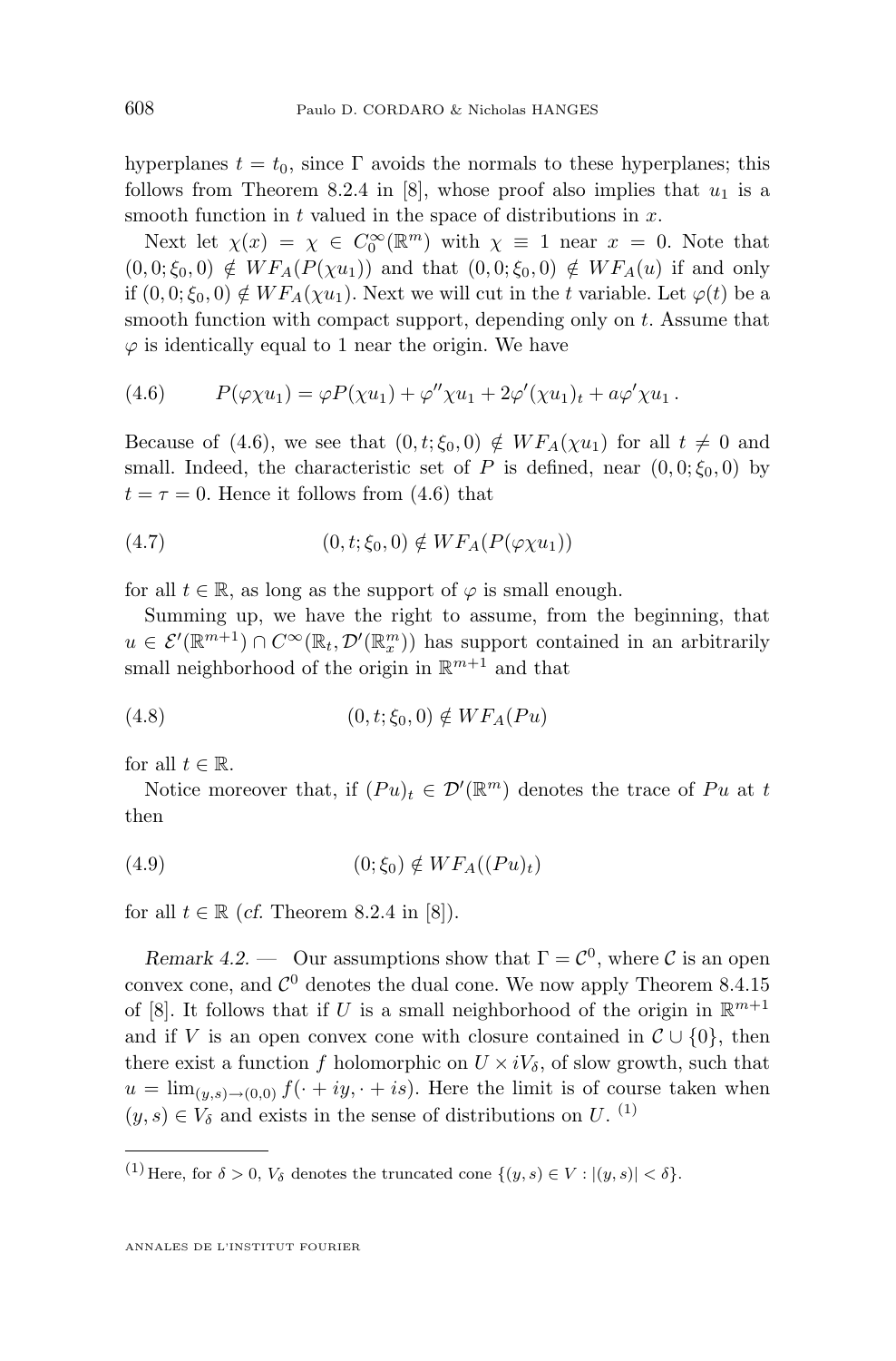hyperplanes $t = t_0$, since $\Gamma$ avoids the normals to these hyperplanes; this follows from Theorem 8.2.4 in [8], whose proof also implies that $u_1$ is a smooth function in $t$ valued in the space of distributions in $x$.

Next let $\chi(x) = \chi \in C_0^\infty(\mathbb{R}^m)$ with $\chi \equiv 1$ near $x = 0$. Note that $(0, 0; \xi_0, 0) \notin WF_A(P(\chi u_1))$ and that $(0, 0; \xi_0, 0) \notin WF_A(u)$ if and only if $(0, 0; \xi_0, 0) \notin WF_A(\chi u_1)$. Next we will cut in the $t$ variable. Let $\varphi(t)$ be a smooth function with compact support, depending only on $t$. Assume that $\varphi$ is identically equal to 1 near the origin. We have

$$P(\varphi\chi u_1) = \varphi P(\chi u_1) + \varphi''\chi u_1 + 2\varphi'(\chi u_1)_t + a\varphi'\chi u_1 \,. \tag{4.6}$$

Because of (4.6), we see that $(0, t; \xi_0, 0) \notin WF_A(\chi u_1)$ for all $t \neq 0$ and small. Indeed, the characteristic set of $P$ is defined, near $(0, 0; \xi_0, 0)$ by $t = \tau = 0$. Hence it follows from (4.6) that

$$(0, t; \xi_0, 0) \notin WF_A(P(\varphi\chi u_1)) \tag{4.7}$$

for all $t \in \mathbb{R}$, as long as the support of $\varphi$ is small enough.

Summing up, we have the right to assume, from the beginning, that $u \in \mathcal{E}'(\mathbb{R}^{m+1}) \cap C^\infty(\mathbb{R}_t, \mathcal{D}'(\mathbb{R}^m_x))$ has support contained in an arbitrarily small neighborhood of the origin in $\mathbb{R}^{m+1}$ and that

$$(0, t; \xi_0, 0) \notin WF_A(Pu) \tag{4.8}$$

for all $t \in \mathbb{R}$.

Notice moreover that, if $(Pu)_t \in \mathcal{D}'(\mathbb{R}^m)$ denotes the trace of $Pu$ at $t$ then

$$(0; \xi_0) \notin WF_A((Pu)_t) \tag{4.9}$$

for all $t \in \mathbb{R}$ (*cf.* Theorem 8.2.4 in [8]).

*Remark 4.2.* — Our assumptions show that $\Gamma = \mathcal{C}^0$, where $\mathcal{C}$ is an open convex cone, and $\mathcal{C}^0$ denotes the dual cone. We now apply Theorem 8.4.15 of [8]. It follows that if $U$ is a small neighborhood of the origin in $\mathbb{R}^{m+1}$ and if $V$ is an open convex cone with closure contained in $\mathcal{C} \cup \{0\}$, then there exist a function $f$ holomorphic on $U \times iV_\delta$, of slow growth, such that $u = \lim_{(y,s)\to(0,0)} f(\cdot + iy, \cdot + is)$. Here the limit is of course taken when $(y, s) \in V_\delta$ and exists in the sense of distributions on $U$. [1]

[1] Here, for $\delta > 0$, $V_\delta$ denotes the truncated cone $\{(y, s) \in V : |(y, s)| < \delta\}$.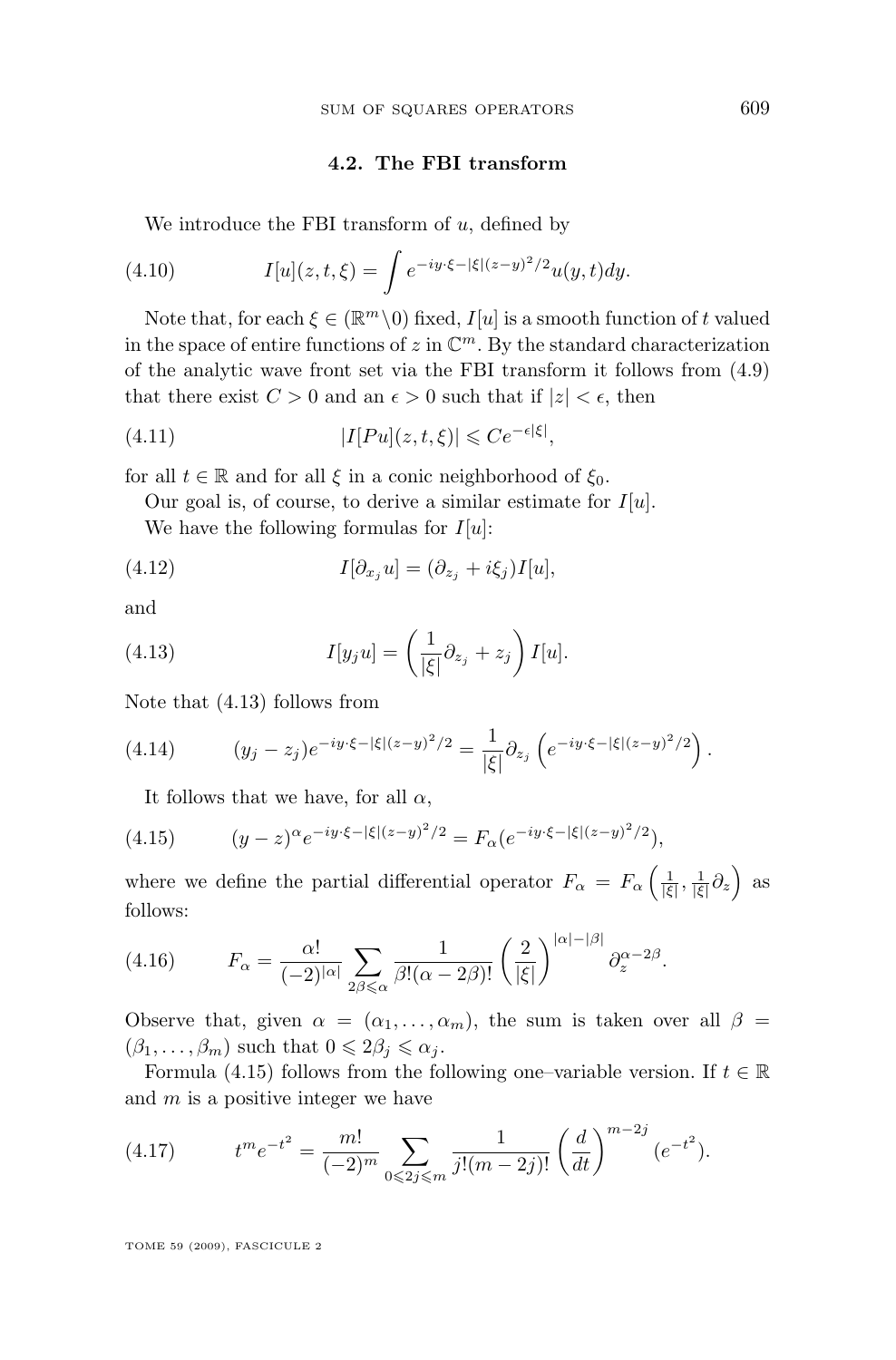### 4.2. The FBI transform

We introduce the FBI transform of $u$, defined by

$$I[u](z,t,\xi) = \int e^{-iy\cdot\xi - |\xi|(z-y)^2/2} u(y,t)dy. \tag{4.10}$$

Note that, for each $\xi \in (\mathbb{R}^m \setminus 0)$ fixed, $I[u]$ is a smooth function of $t$ valued in the space of entire functions of $z$ in $\mathbb{C}^m$. By the standard characterization of the analytic wave front set via the FBI transform it follows from (4.9) that there exist $C > 0$ and an $\epsilon > 0$ such that if $|z| < \epsilon$, then

$$|I[Pu](z,t,\xi)| \leqslant Ce^{-\epsilon|\xi|}, \tag{4.11}$$

for all $t \in \mathbb{R}$ and for all $\xi$ in a conic neighborhood of $\xi_0$.

Our goal is, of course, to derive a similar estimate for $I[u]$.

We have the following formulas for $I[u]$:

$$I[\partial_{x_j} u] = (\partial_{z_j} + i\xi_j)I[u], \tag{4.12}$$

and

$$I[y_j u] = \left(\frac{1}{|\xi|}\partial_{z_j} + z_j\right)I[u]. \tag{4.13}$$

Note that (4.13) follows from

$$(y_j - z_j)e^{-iy\cdot\xi - |\xi|(z-y)^2/2} = \frac{1}{|\xi|}\partial_{z_j}\left(e^{-iy\cdot\xi - |\xi|(z-y)^2/2}\right). \tag{4.14}$$

It follows that we have, for all $\alpha$,

$$(y-z)^\alpha e^{-iy\cdot\xi - |\xi|(z-y)^2/2} = F_\alpha(e^{-iy\cdot\xi - |\xi|(z-y)^2/2}), \tag{4.15}$$

where we define the partial differential operator $F_\alpha = F_\alpha\left(\frac{1}{|\xi|}, \frac{1}{|\xi|}\partial_z\right)$ as follows:

$$F_\alpha = \frac{\alpha!}{(-2)^{|\alpha|}} \sum_{2\beta \leqslant \alpha} \frac{1}{\beta!(\alpha - 2\beta)!}\left(\frac{2}{|\xi|}\right)^{|\alpha|-|\beta|} \partial_z^{\alpha - 2\beta}. \tag{4.16}$$

Observe that, given $\alpha = (\alpha_1, \ldots, \alpha_m)$, the sum is taken over all $\beta = (\beta_1, \ldots, \beta_m)$ such that $0 \leqslant 2\beta_j \leqslant \alpha_j$.

Formula (4.15) follows from the following one–variable version. If $t \in \mathbb{R}$ and $m$ is a positive integer we have

$$t^m e^{-t^2} = \frac{m!}{(-2)^m} \sum_{0 \leqslant 2j \leqslant m} \frac{1}{j!(m-2j)!}\left(\frac{d}{dt}\right)^{m-2j}(e^{-t^2}). \tag{4.17}$$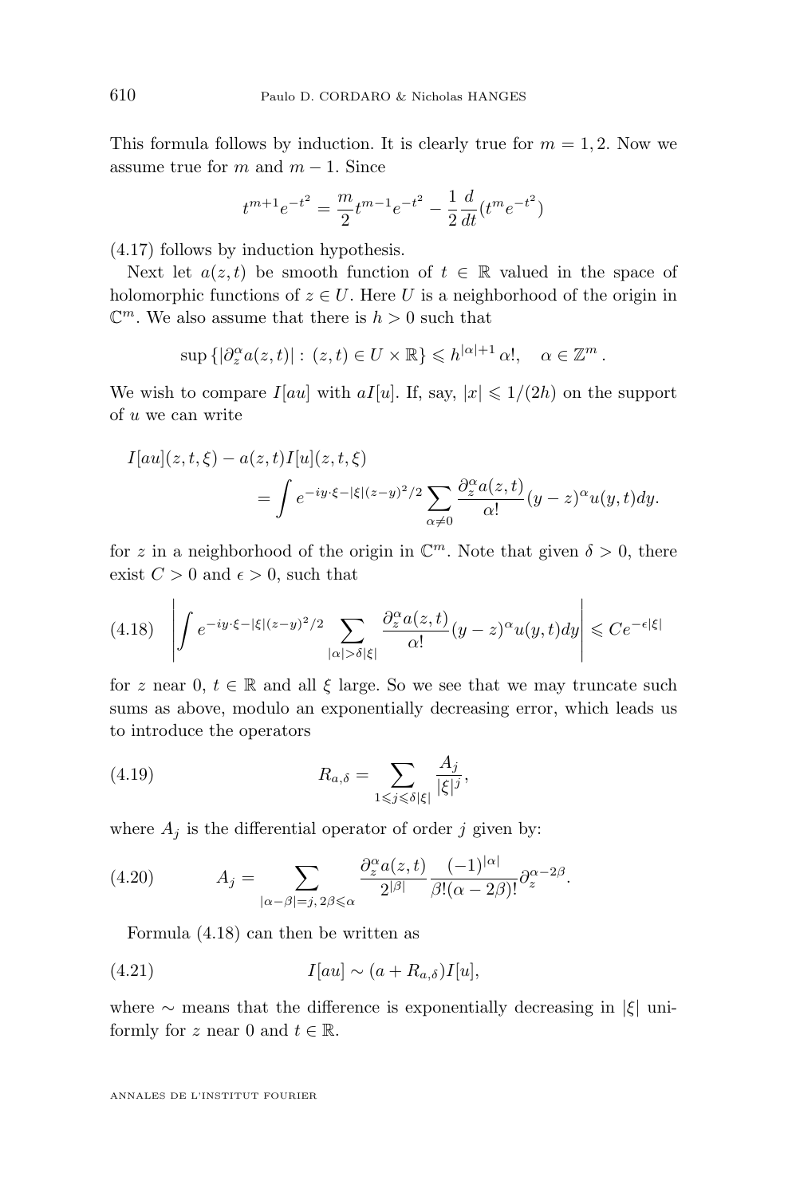This formula follows by induction. It is clearly true for $m = 1, 2$. Now we assume true for $m$ and $m-1$. Since

$$t^{m+1}e^{-t^2} = \frac{m}{2}t^{m-1}e^{-t^2} - \frac{1}{2}\frac{d}{dt}(t^m e^{-t^2})$$

(4.17) follows by induction hypothesis.

Next let $a(z,t)$ be smooth function of $t \in \mathbb{R}$ valued in the space of holomorphic functions of $z \in U$. Here $U$ is a neighborhood of the origin in $\mathbb{C}^m$. We also assume that there is $h > 0$ such that

$$\sup\{|\partial_z^\alpha a(z,t)| : (z,t) \in U \times \mathbb{R}\} \leqslant h^{|\alpha|+1}\,\alpha!, \quad \alpha \in \mathbb{Z}^m\,.$$

We wish to compare $I[au]$ with $aI[u]$. If, say, $|x| \leqslant 1/(2h)$ on the support of $u$ we can write

$$\begin{aligned} I[au](z,t,\xi) &- a(z,t)I[u](z,t,\xi) \\ &= \int e^{-iy\cdot\xi - |\xi|(z-y)^2/2} \sum_{\alpha \neq 0} \frac{\partial_z^\alpha a(z,t)}{\alpha!}(y-z)^\alpha u(y,t)dy. \end{aligned}$$

for $z$ in a neighborhood of the origin in $\mathbb{C}^m$. Note that given $\delta > 0$, there exist $C > 0$ and $\epsilon > 0$, such that

$$\left| \int e^{-iy\cdot\xi - |\xi|(z-y)^2/2} \sum_{|\alpha| > \delta|\xi|} \frac{\partial_z^\alpha a(z,t)}{\alpha!}(y-z)^\alpha u(y,t)dy \right| \leqslant Ce^{-\epsilon|\xi|} \tag{4.18}$$

for $z$ near 0, $t \in \mathbb{R}$ and all $\xi$ large. So we see that we may truncate such sums as above, modulo an exponentially decreasing error, which leads us to introduce the operators

$$R_{a,\delta} = \sum_{1 \leqslant j \leqslant \delta|\xi|} \frac{A_j}{|\xi|^j}, \tag{4.19}$$

where $A_j$ is the differential operator of order $j$ given by:

$$A_j = \sum_{|\alpha-\beta|=j,\, 2\beta \leqslant \alpha} \frac{\partial_z^\alpha a(z,t)}{2^{|\beta|}} \frac{(-1)^{|\alpha|}}{\beta!(\alpha-2\beta)!}\partial_z^{\alpha-2\beta}. \tag{4.20}$$

Formula (4.18) can then be written as

$$I[au] \sim (a + R_{a,\delta})I[u], \tag{4.21}$$

where $\sim$ means that the difference is exponentially decreasing in $|\xi|$ uniformly for $z$ near 0 and $t \in \mathbb{R}$.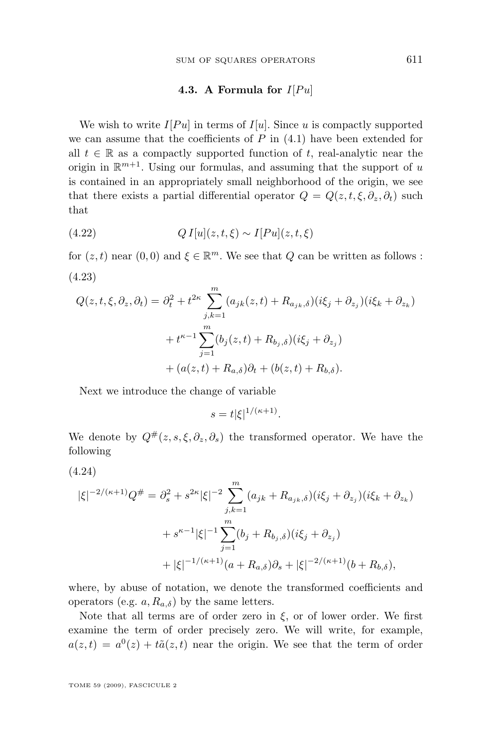### 4.3. A Formula for $I[Pu]$

We wish to write $I[Pu]$ in terms of $I[u]$. Since $u$ is compactly supported we can assume that the coefficients of $P$ in (4.1) have been extended for all $t \in \mathbb{R}$ as a compactly supported function of $t$, real-analytic near the origin in $\mathbb{R}^{m+1}$. Using our formulas, and assuming that the support of $u$ is contained in an appropriately small neighborhood of the origin, we see that there exists a partial differential operator $Q = Q(z, t, \xi, \partial_z, \partial_t)$ such that

$$Q\, I[u](z, t, \xi) \sim I[Pu](z, t, \xi) \tag{4.22}$$

for $(z, t)$ near $(0, 0)$ and $\xi \in \mathbb{R}^m$. We see that $Q$ can be written as follows :

(4.23)

$$\begin{aligned} Q(z, t, \xi, \partial_z, \partial_t) = \partial_t^2 &+ t^{2\kappa} \sum_{j,k=1}^{m} (a_{jk}(z, t) + R_{a_{jk},\delta})(i\xi_j + \partial_{z_j})(i\xi_k + \partial_{z_k}) \\ &+ t^{\kappa-1} \sum_{j=1}^{m} (b_j(z, t) + R_{b_j,\delta})(i\xi_j + \partial_{z_j}) \\ &+ (a(z, t) + R_{a,\delta})\partial_t + (b(z, t) + R_{b,\delta}). \end{aligned}$$

Next we introduce the change of variable

$$s = t|\xi|^{1/(\kappa+1)}.$$

We denote by $Q^{\#}(z, s, \xi, \partial_z, \partial_s)$ the transformed operator. We have the following

(4.24)

$$\begin{aligned} |\xi|^{-2/(\kappa+1)} Q^{\#} = \partial_s^2 &+ s^{2\kappa}|\xi|^{-2} \sum_{j,k=1}^{m} (a_{jk} + R_{a_{jk},\delta})(i\xi_j + \partial_{z_j})(i\xi_k + \partial_{z_k}) \\ &+ s^{\kappa-1}|\xi|^{-1} \sum_{j=1}^{m} (b_j + R_{b_j,\delta})(i\xi_j + \partial_{z_j}) \\ &+ |\xi|^{-1/(\kappa+1)}(a + R_{a,\delta})\partial_s + |\xi|^{-2/(\kappa+1)}(b + R_{b,\delta}), \end{aligned}$$

where, by abuse of notation, we denote the transformed coefficients and operators (e.g. $a, R_{a,\delta}$) by the same letters.

Note that all terms are of order zero in $\xi$, or of lower order. We first examine the term of order precisely zero. We will write, for example, $a(z, t) = a^0(z) + t\tilde{a}(z, t)$ near the origin. We see that the term of order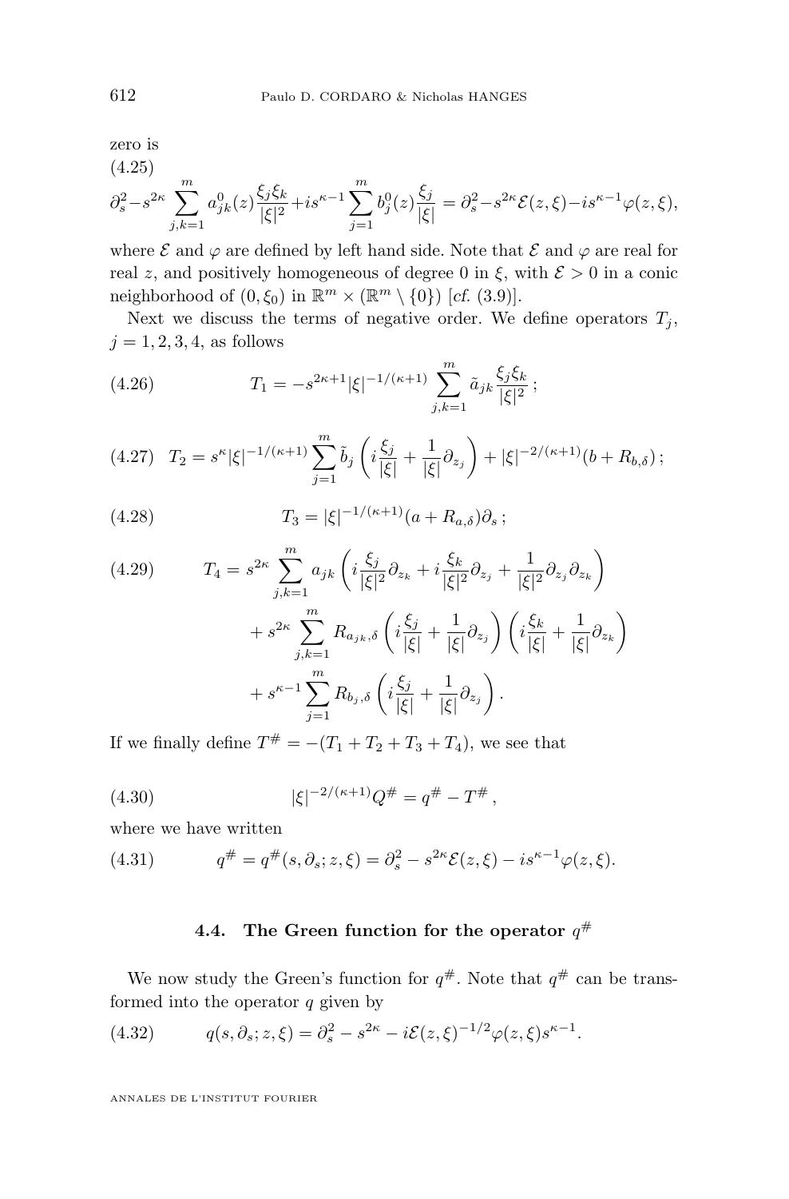zero is

$$\partial_s^2 - s^{2\kappa} \sum_{j,k=1}^{m} a_{jk}^0(z) \frac{\xi_j \xi_k}{|\xi|^2} + i s^{\kappa-1} \sum_{j=1}^{m} b_j^0(z) \frac{\xi_j}{|\xi|} = \partial_s^2 - s^{2\kappa} \mathcal{E}(z,\xi) - i s^{\kappa-1} \varphi(z,\xi), \tag{4.25}$$

where $\mathcal{E}$ and $\varphi$ are defined by left hand side. Note that $\mathcal{E}$ and $\varphi$ are real for real $z$, and positively homogeneous of degree 0 in $\xi$, with $\mathcal{E} > 0$ in a conic neighborhood of $(0, \xi_0)$ in $\mathbb{R}^m \times (\mathbb{R}^m \setminus \{0\})$ [*cf.* (3.9)].

Next we discuss the terms of negative order. We define operators $T_j$, $j = 1, 2, 3, 4$, as follows

$$T_1 = -s^{2\kappa+1} |\xi|^{-1/(\kappa+1)} \sum_{j,k=1}^{m} \tilde{a}_{jk} \frac{\xi_j \xi_k}{|\xi|^2} \, ; \tag{4.26}$$

$$T_2 = s^{\kappa} |\xi|^{-1/(\kappa+1)} \sum_{j=1}^{m} \tilde{b}_j \left( i \frac{\xi_j}{|\xi|} + \frac{1}{|\xi|} \partial_{z_j} \right) + |\xi|^{-2/(\kappa+1)} (b + R_{b,\delta}) \, ; \tag{4.27}$$

$$T_3 = |\xi|^{-1/(\kappa+1)} (a + R_{a,\delta}) \partial_s \, ; \tag{4.28}$$

$$\begin{aligned} T_4 = {} & s^{2\kappa} \sum_{j,k=1}^{m} a_{jk} \left( i \frac{\xi_j}{|\xi|^2} \partial_{z_k} + i \frac{\xi_k}{|\xi|^2} \partial_{z_j} + \frac{1}{|\xi|^2} \partial_{z_j} \partial_{z_k} \right) \\ & + s^{2\kappa} \sum_{j,k=1}^{m} R_{a_{jk},\delta} \left( i \frac{\xi_j}{|\xi|} + \frac{1}{|\xi|} \partial_{z_j} \right) \left( i \frac{\xi_k}{|\xi|} + \frac{1}{|\xi|} \partial_{z_k} \right) \\ & + s^{\kappa-1} \sum_{j=1}^{m} R_{b_j,\delta} \left( i \frac{\xi_j}{|\xi|} + \frac{1}{|\xi|} \partial_{z_j} \right). \end{aligned} \tag{4.29}$$

If we finally define $T^{\#} = -(T_1 + T_2 + T_3 + T_4)$, we see that

$$|\xi|^{-2/(\kappa+1)} Q^{\#} = q^{\#} - T^{\#} \, , \tag{4.30}$$

where we have written

$$q^{\#} = q^{\#}(s, \partial_s; z, \xi) = \partial_s^2 - s^{2\kappa} \mathcal{E}(z,\xi) - i s^{\kappa-1} \varphi(z,\xi). \tag{4.31}$$

### 4.4. The Green function for the operator $q^{\#}$

We now study the Green's function for $q^{\#}$. Note that $q^{\#}$ can be transformed into the operator $q$ given by

$$q(s, \partial_s; z, \xi) = \partial_s^2 - s^{2\kappa} - i \mathcal{E}(z,\xi)^{-1/2} \varphi(z,\xi) s^{\kappa-1}. \tag{4.32}$$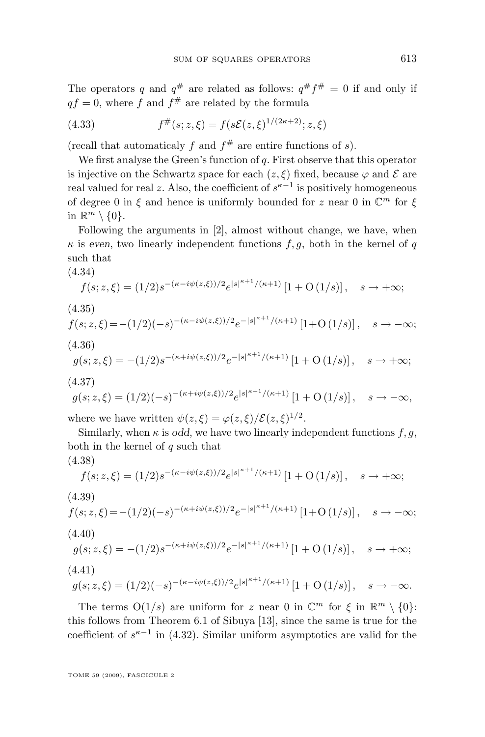The operators $q$ and $q^{\#}$ are related as follows: $q^{\#}f^{\#} = 0$ if and only if $qf = 0$, where $f$ and $f^{\#}$ are related by the formula

$$f^{\#}(s;z,\xi) = f(s\mathcal{E}(z,\xi)^{1/(2\kappa+2)};z,\xi) \tag{4.33}$$

(recall that automaticaly $f$ and $f^{\#}$ are entire functions of $s$).

We first analyse the Green's function of $q$. First observe that this operator is injective on the Schwartz space for each $(z,\xi)$ fixed, because $\varphi$ and $\mathcal{E}$ are real valued for real $z$. Also, the coefficient of $s^{\kappa-1}$ is positively homogeneous of degree 0 in $\xi$ and hence is uniformly bounded for $z$ near 0 in $\mathbb{C}^m$ for $\xi$ in $\mathbb{R}^m \setminus \{0\}$.

Following the arguments in [2], almost without change, we have, when $\kappa$ is *even*, two linearly independent functions $f, g$, both in the kernel of $q$ such that

$$f(s;z,\xi) = (1/2)s^{-(\kappa-i\psi(z,\xi))/2}e^{|s|^{\kappa+1}/(\kappa+1)}\left[1+\mathrm{O}\left(1/s\right)\right], \quad s\to+\infty; \tag{4.34}$$

$$f(s;z,\xi) = -(1/2)(-s)^{-(\kappa-i\psi(z,\xi))/2}e^{-|s|^{\kappa+1}/(\kappa+1)}\left[1+\mathrm{O}\left(1/s\right)\right], \quad s\to-\infty; \tag{4.35}$$

$$g(s;z,\xi) = -(1/2)s^{-(\kappa+i\psi(z,\xi))/2}e^{-|s|^{\kappa+1}/(\kappa+1)}\left[1+\mathrm{O}\left(1/s\right)\right], \quad s\to+\infty; \tag{4.36}$$

$$g(s;z,\xi) = (1/2)(-s)^{-(\kappa+i\psi(z,\xi))/2}e^{|s|^{\kappa+1}/(\kappa+1)}\left[1+\mathrm{O}\left(1/s\right)\right], \quad s\to-\infty, \tag{4.37}$$

where we have written $\psi(z,\xi) = \varphi(z,\xi)/\mathcal{E}(z,\xi)^{1/2}$.

Similarly, when $\kappa$ is *odd*, we have two linearly independent functions $f, g$, both in the kernel of $q$ such that

$$f(s;z,\xi) = (1/2)s^{-(\kappa-i\psi(z,\xi))/2}e^{|s|^{\kappa+1}/(\kappa+1)}\left[1+\mathrm{O}\left(1/s\right)\right], \quad s\to+\infty; \tag{4.38}$$

$$f(s;z,\xi) = -(1/2)(-s)^{-(\kappa+i\psi(z,\xi))/2}e^{-|s|^{\kappa+1}/(\kappa+1)}\left[1+\mathrm{O}\left(1/s\right)\right], \quad s\to-\infty; \tag{4.39}$$

$$g(s;z,\xi) = -(1/2)s^{-(\kappa+i\psi(z,\xi))/2}e^{-|s|^{\kappa+1}/(\kappa+1)}\left[1+\mathrm{O}\left(1/s\right)\right], \quad s\to+\infty; \tag{4.40}$$

$$g(s;z,\xi) = (1/2)(-s)^{-(\kappa-i\psi(z,\xi))/2}e^{|s|^{\kappa+1}/(\kappa+1)}\left[1+\mathrm{O}\left(1/s\right)\right], \quad s\to-\infty. \tag{4.41}$$

The terms $\mathrm{O}(1/s)$ are uniform for $z$ near 0 in $\mathbb{C}^m$ for $\xi$ in $\mathbb{R}^m \setminus \{0\}$: this follows from Theorem 6.1 of Sibuya [13], since the same is true for the coefficient of $s^{\kappa-1}$ in (4.32). Similar uniform asymptotics are valid for the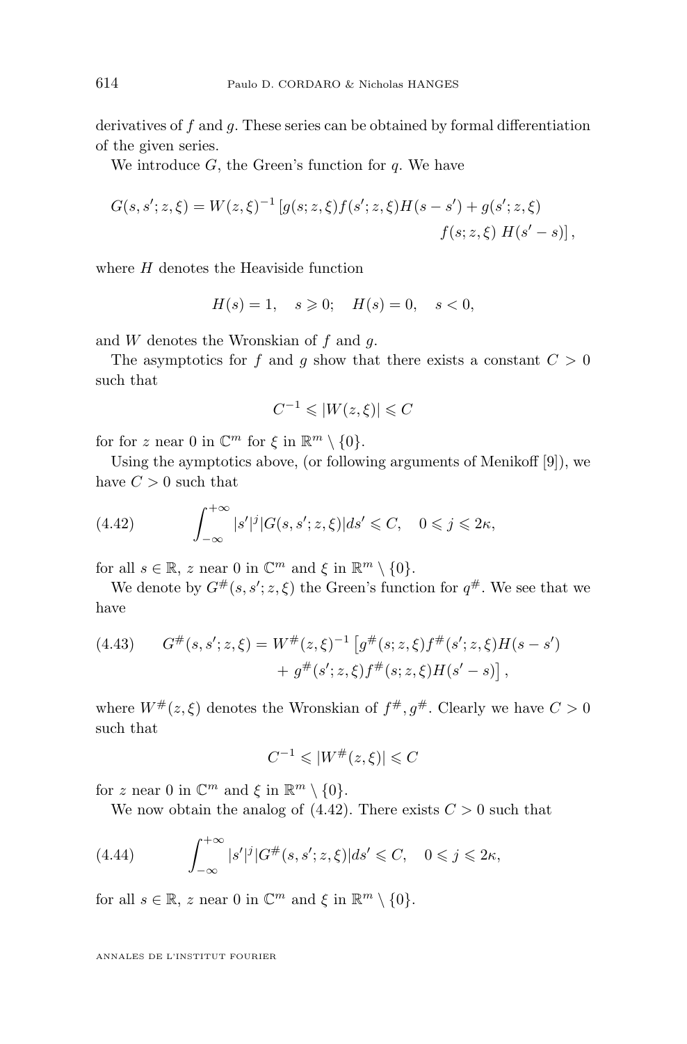derivatives of $f$ and $g$. These series can be obtained by formal differentiation of the given series.

We introduce $G$, the Green's function for $q$. We have

$$G(s,s';z,\xi) = W(z,\xi)^{-1}\left[g(s;z,\xi)f(s';z,\xi)H(s-s') + g(s';z,\xi) f(s;z,\xi)\; H(s'-s)\right],$$

where $H$ denotes the Heaviside function

$$H(s) = 1, \quad s \geqslant 0; \quad H(s) = 0, \quad s < 0,$$

and $W$ denotes the Wronskian of $f$ and $g$.

The asymptotics for $f$ and $g$ show that there exists a constant $C > 0$ such that

$$C^{-1} \leqslant |W(z,\xi)| \leqslant C$$

for for $z$ near 0 in $\mathbb{C}^m$ for $\xi$ in $\mathbb{R}^m \setminus \{0\}$.

Using the aymptotics above, (or following arguments of Menikoff [9]), we have $C > 0$ such that

$$\int_{-\infty}^{+\infty} |s'|^j |G(s,s';z,\xi)| ds' \leqslant C, \quad 0 \leqslant j \leqslant 2\kappa, \tag{4.42}$$

for all $s \in \mathbb{R}$, $z$ near 0 in $\mathbb{C}^m$ and $\xi$ in $\mathbb{R}^m \setminus \{0\}$.

We denote by $G^{\#}(s,s';z,\xi)$ the Green's function for $q^{\#}$. We see that we have

$$G^{\#}(s,s';z,\xi) = W^{\#}(z,\xi)^{-1}\left[g^{\#}(s;z,\xi)f^{\#}(s';z,\xi)H(s-s') + g^{\#}(s';z,\xi)f^{\#}(s;z,\xi)H(s'-s)\right], \tag{4.43}$$

where $W^{\#}(z,\xi)$ denotes the Wronskian of $f^{\#}, g^{\#}$. Clearly we have $C > 0$ such that

$$C^{-1} \leqslant |W^{\#}(z,\xi)| \leqslant C$$

for $z$ near 0 in $\mathbb{C}^m$ and $\xi$ in $\mathbb{R}^m \setminus \{0\}$.

We now obtain the analog of (4.42). There exists $C > 0$ such that

$$\int_{-\infty}^{+\infty} |s'|^j |G^{\#}(s,s';z,\xi)| ds' \leqslant C, \quad 0 \leqslant j \leqslant 2\kappa, \tag{4.44}$$

for all $s \in \mathbb{R}$, $z$ near 0 in $\mathbb{C}^m$ and $\xi$ in $\mathbb{R}^m \setminus \{0\}$.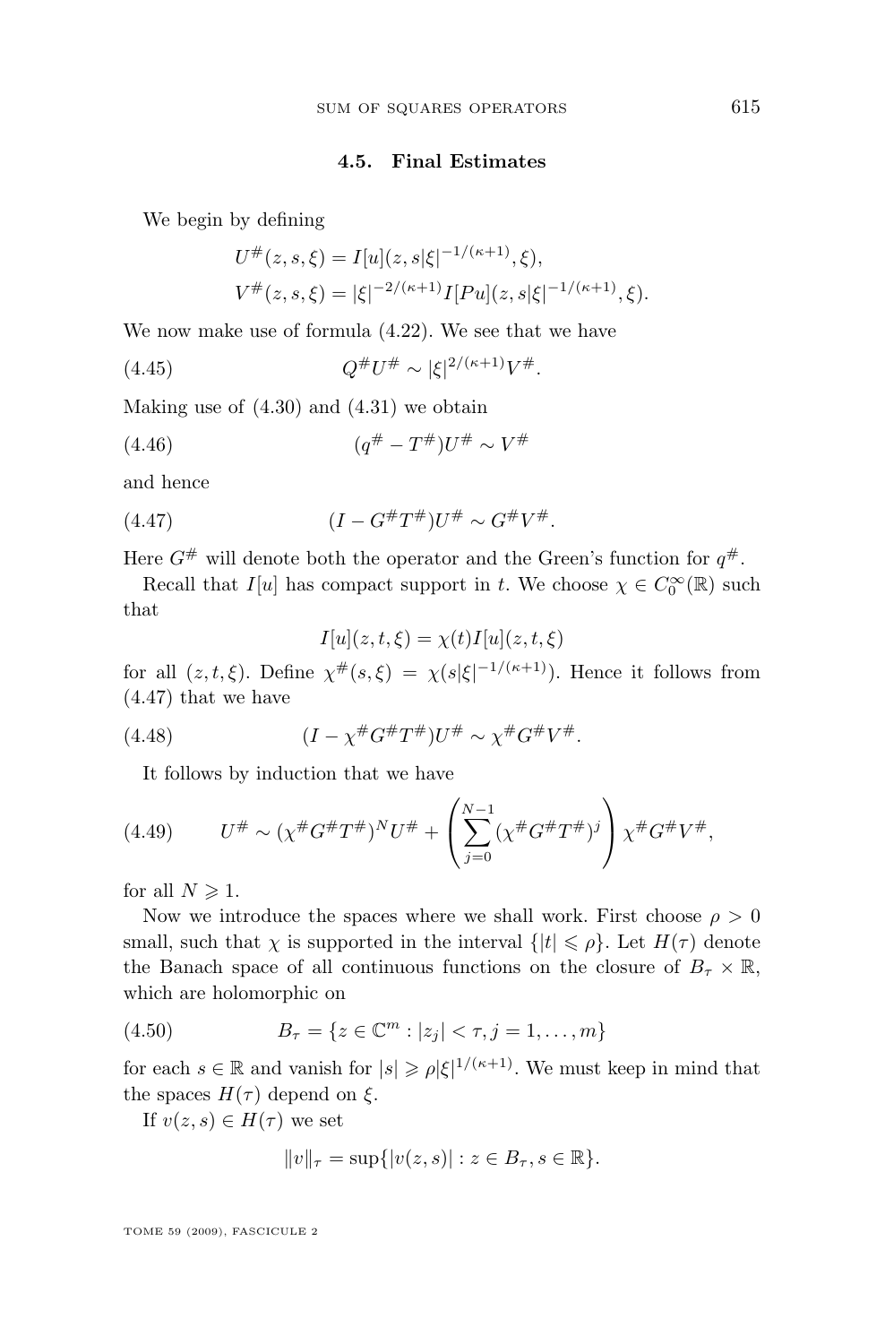### 4.5. Final Estimates

We begin by defining

$$U^{\#}(z,s,\xi) = I[u](z, s|\xi|^{-1/(\kappa+1)}, \xi),$$
$$V^{\#}(z,s,\xi) = |\xi|^{-2/(\kappa+1)} I[Pu](z, s|\xi|^{-1/(\kappa+1)}, \xi).$$

We now make use of formula (4.22). We see that we have

$$Q^{\#}U^{\#} \sim |\xi|^{2/(\kappa+1)} V^{\#}. \tag{4.45}$$

Making use of (4.30) and (4.31) we obtain

$$(q^{\#} - T^{\#})U^{\#} \sim V^{\#} \tag{4.46}$$

and hence

$$(I - G^{\#}T^{\#})U^{\#} \sim G^{\#}V^{\#}. \tag{4.47}$$

Here $G^{\#}$ will denote both the operator and the Green's function for $q^{\#}$.

Recall that $I[u]$ has compact support in $t$. We choose $\chi \in C_0^{\infty}(\mathbb{R})$ such that

$$I[u](z,t,\xi) = \chi(t) I[u](z,t,\xi)$$

for all $(z,t,\xi)$. Define $\chi^{\#}(s,\xi) = \chi(s|\xi|^{-1/(\kappa+1)})$. Hence it follows from (4.47) that we have

$$(I - \chi^{\#}G^{\#}T^{\#})U^{\#} \sim \chi^{\#}G^{\#}V^{\#}. \tag{4.48}$$

It follows by induction that we have

$$U^{\#} \sim (\chi^{\#}G^{\#}T^{\#})^N U^{\#} + \left( \sum_{j=0}^{N-1} (\chi^{\#}G^{\#}T^{\#})^j \right) \chi^{\#}G^{\#}V^{\#}, \tag{4.49}$$

for all $N \geqslant 1$.

Now we introduce the spaces where we shall work. First choose $\rho > 0$ small, such that $\chi$ is supported in the interval $\{|t| \leqslant \rho\}$. Let $H(\tau)$ denote the Banach space of all continuous functions on the closure of $B_\tau \times \mathbb{R}$, which are holomorphic on

$$B_\tau = \{z \in \mathbb{C}^m : |z_j| < \tau, j = 1, \dots, m\} \tag{4.50}$$

for each $s \in \mathbb{R}$ and vanish for $|s| \geqslant \rho|\xi|^{1/(\kappa+1)}$. We must keep in mind that the spaces $H(\tau)$ depend on $\xi$.

If $v(z,s) \in H(\tau)$ we set

$$\|v\|_\tau = \sup\{|v(z,s)| : z \in B_\tau, s \in \mathbb{R}\}.$$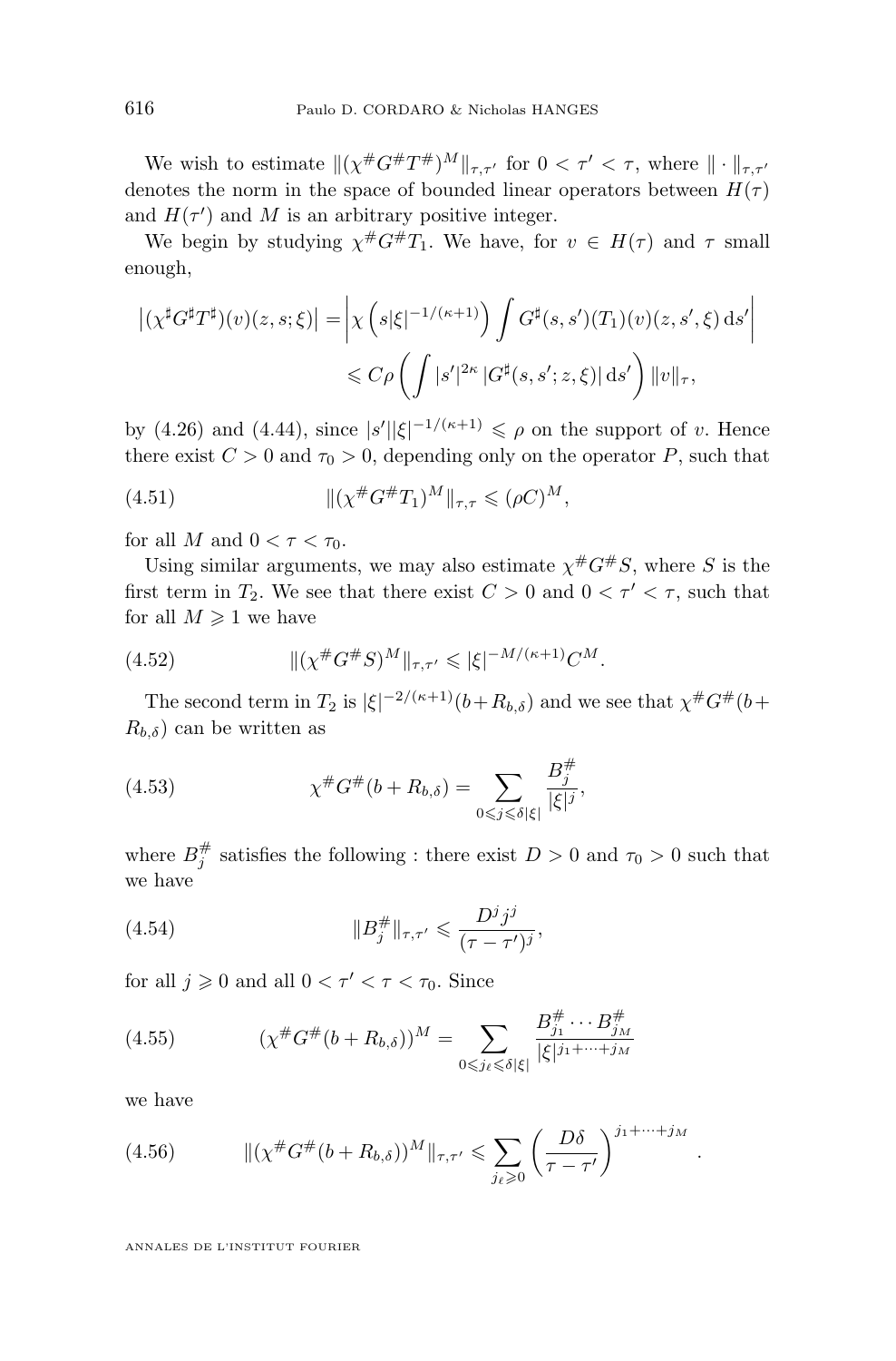We wish to estimate $\|(\chi^{\#}G^{\#}T^{\#})^M\|_{\tau,\tau'}$ for $0<\tau'<\tau$, where $\|\cdot\|_{\tau,\tau'}$ denotes the norm in the space of bounded linear operators between $H(\tau)$ and $H(\tau')$ and $M$ is an arbitrary positive integer.

We begin by studying $\chi^{\#}G^{\#}T_1$. We have, for $v\in H(\tau)$ and $\tau$ small enough,

$$\begin{aligned}\left|(\chi^\sharp G^\sharp T^\sharp)(v)(z,s;\xi)\right| &= \left|\chi\left(s|\xi|^{-1/(\kappa+1)}\right)\int G^\sharp(s,s')(T_1)(v)(z,s',\xi)\,\mathrm{d}s'\right|\\ &\leqslant C\rho\left(\int |s'|^{2\kappa}\,|G^\sharp(s,s';z,\xi)|\,\mathrm{d}s'\right)\|v\|_\tau,\end{aligned}$$

by (4.26) and (4.44), since $|s'||\xi|^{-1/(\kappa+1)}\leqslant\rho$ on the support of $v$. Hence there exist $C>0$ and $\tau_0>0$, depending only on the operator $P$, such that

$$\|(\chi^{\#}G^{\#}T_1)^M\|_{\tau,\tau}\leqslant(\rho C)^M, \tag{4.51}$$

for all $M$ and $0<\tau<\tau_0$.

Using similar arguments, we may also estimate $\chi^{\#}G^{\#}S$, where $S$ is the first term in $T_2$. We see that there exist $C>0$ and $0<\tau'<\tau$, such that for all $M\geqslant 1$ we have

$$\|(\chi^{\#}G^{\#}S)^M\|_{\tau,\tau'}\leqslant|\xi|^{-M/(\kappa+1)}C^M. \tag{4.52}$$

The second term in $T_2$ is $|\xi|^{-2/(\kappa+1)}(b+R_{b,\delta})$ and we see that $\chi^{\#}G^{\#}(b+R_{b,\delta})$ can be written as

$$\chi^{\#}G^{\#}(b+R_{b,\delta})=\sum_{0\leqslant j\leqslant\delta|\xi|}\frac{B_j^{\#}}{|\xi|^j}, \tag{4.53}$$

where $B_j^{\#}$ satisfies the following : there exist $D>0$ and $\tau_0>0$ such that we have

$$\|B_j^{\#}\|_{\tau,\tau'}\leqslant\frac{D^j j^j}{(\tau-\tau')^j}, \tag{4.54}$$

for all $j\geqslant 0$ and all $0<\tau'<\tau<\tau_0$. Since

$$(\chi^{\#}G^{\#}(b+R_{b,\delta}))^M=\sum_{0\leqslant j_\ell\leqslant\delta|\xi|}\frac{B_{j_1}^{\#}\cdots B_{j_M}^{\#}}{|\xi|^{j_1+\cdots+j_M}} \tag{4.55}$$

we have

$$\|(\chi^{\#}G^{\#}(b+R_{b,\delta}))^M\|_{\tau,\tau'}\leqslant\sum_{j_\ell\geqslant 0}\left(\frac{D\delta}{\tau-\tau'}\right)^{j_1+\cdots+j_M}. \tag{4.56}$$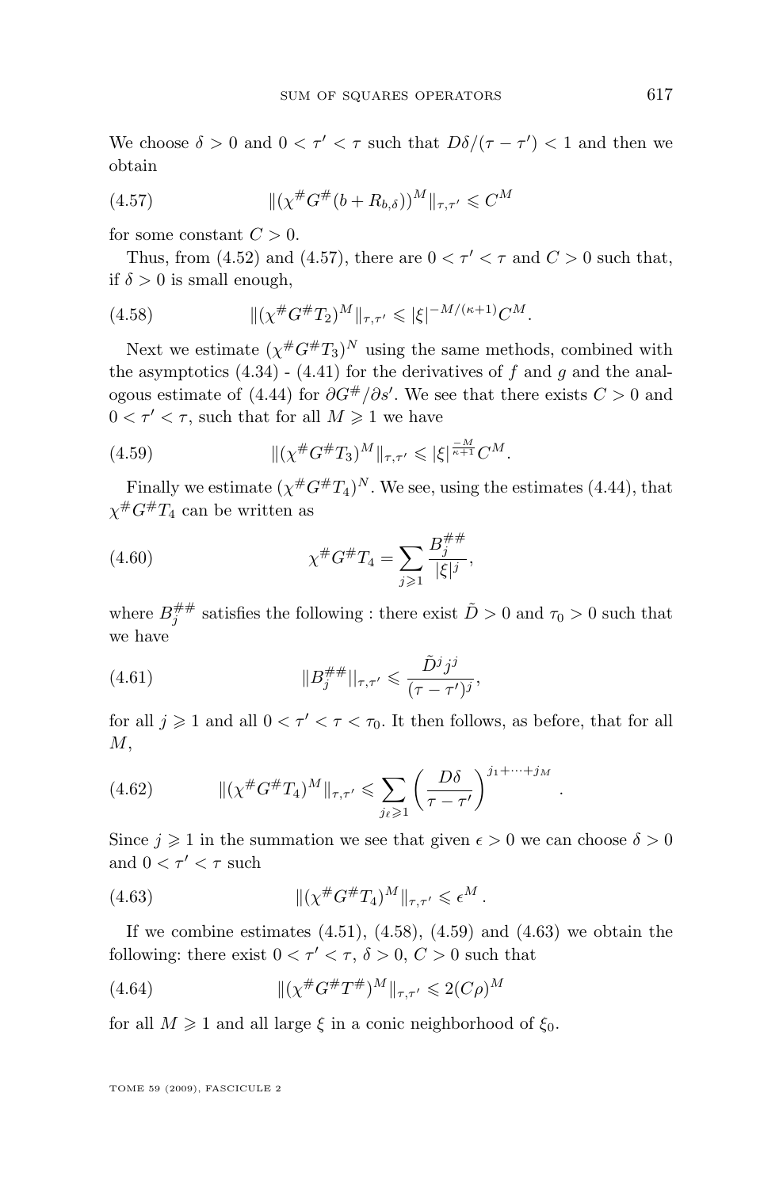We choose $\delta > 0$ and $0 < \tau' < \tau$ such that $D\delta/(\tau - \tau') < 1$ and then we obtain

$$\|(\chi^{\#} G^{\#}(b + R_{b,\delta}))^M\|_{\tau,\tau'} \leqslant C^M \tag{4.57}$$

for some constant $C > 0$.

Thus, from (4.52) and (4.57), there are $0 < \tau' < \tau$ and $C > 0$ such that, if $\delta > 0$ is small enough,

$$\|(\chi^{\#} G^{\#} T_2)^M\|_{\tau,\tau'} \leqslant |\xi|^{-M/(\kappa+1)} C^M. \tag{4.58}$$

Next we estimate $(\chi^{\#} G^{\#} T_3)^N$ using the same methods, combined with the asymptotics (4.34) - (4.41) for the derivatives of $f$ and $g$ and the analogous estimate of (4.44) for $\partial G^{\#}/\partial s'$. We see that there exists $C > 0$ and $0 < \tau' < \tau$, such that for all $M \geqslant 1$ we have

$$\|(\chi^{\#} G^{\#} T_3)^M\|_{\tau,\tau'} \leqslant |\xi|^{\frac{-M}{\kappa+1}} C^M. \tag{4.59}$$

Finally we estimate $(\chi^{\#} G^{\#} T_4)^N$. We see, using the estimates (4.44), that $\chi^{\#} G^{\#} T_4$ can be written as

$$\chi^{\#} G^{\#} T_4 = \sum_{j \geqslant 1} \frac{B_j^{\#\#}}{|\xi|^j}, \tag{4.60}$$

where $B_j^{\#\#}$ satisfies the following : there exist $\tilde{D} > 0$ and $\tau_0 > 0$ such that we have

$$\|B_j^{\#\#}\|_{\tau,\tau'} \leqslant \frac{\tilde{D}^j j^j}{(\tau - \tau')^j}, \tag{4.61}$$

for all $j \geqslant 1$ and all $0 < \tau' < \tau < \tau_0$. It then follows, as before, that for all $M$,

$$\|(\chi^{\#} G^{\#} T_4)^M\|_{\tau,\tau'} \leqslant \sum_{j_\ell \geqslant 1} \left(\frac{D\delta}{\tau - \tau'}\right)^{j_1 + \cdots + j_M}. \tag{4.62}$$

Since $j \geqslant 1$ in the summation we see that given $\epsilon > 0$ we can choose $\delta > 0$ and $0 < \tau' < \tau$ such

$$\|(\chi^{\#} G^{\#} T_4)^M\|_{\tau,\tau'} \leqslant \epsilon^M. \tag{4.63}$$

If we combine estimates (4.51), (4.58), (4.59) and (4.63) we obtain the following: there exist $0 < \tau' < \tau$, $\delta > 0$, $C > 0$ such that

$$\|(\chi^{\#} G^{\#} T^{\#})^M\|_{\tau,\tau'} \leqslant 2(C\rho)^M \tag{4.64}$$

for all $M \geqslant 1$ and all large $\xi$ in a conic neighborhood of $\xi_0$.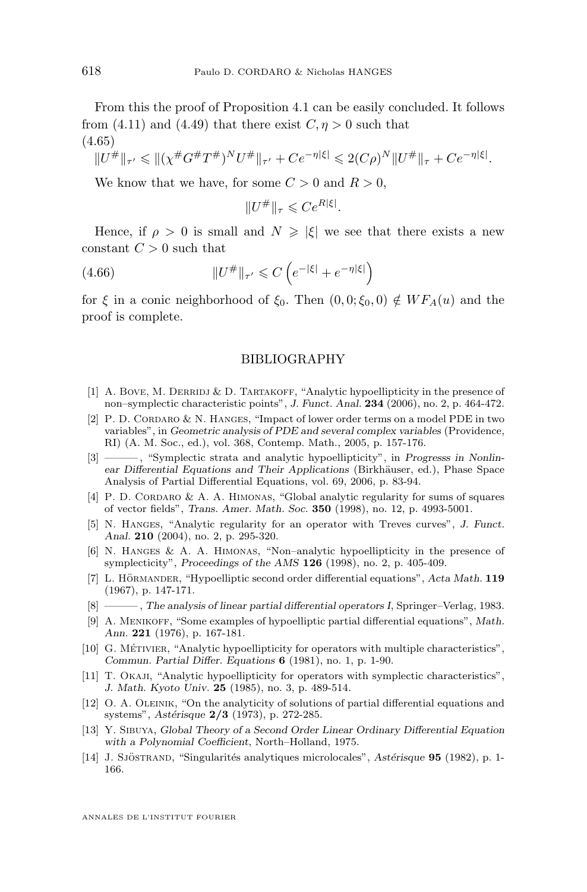From this the proof of Proposition 4.1 can be easily concluded. It follows from (4.11) and (4.49) that there exist $C, \eta > 0$ such that

$$\|U^{\#}\|_{\tau'} \leqslant \|(\chi^{\#}G^{\#}T^{\#})^N U^{\#}\|_{\tau'} + Ce^{-\eta|\xi|} \leqslant 2(C\rho)^N \|U^{\#}\|_{\tau} + Ce^{-\eta|\xi|}. \tag{4.65}$$

We know that we have, for some $C > 0$ and $R > 0$,

$$\|U^{\#}\|_{\tau} \leqslant Ce^{R|\xi|}.$$

Hence, if $\rho > 0$ is small and $N \geqslant |\xi|$ we see that there exists a new constant $C > 0$ such that

$$\|U^{\#}\|_{\tau'} \leqslant C\left(e^{-|\xi|} + e^{-\eta|\xi|}\right) \tag{4.66}$$

for $\xi$ in a conic neighborhood of $\xi_0$. Then $(0, 0; \xi_0, 0) \notin WF_A(u)$ and the proof is complete.

## BIBLIOGRAPHY

[1] A. Bove, M. Derridj & D. Tartakoff, "Analytic hypoellipticity in the presence of non–symplectic characteristic points", *J. Funct. Anal.* **234** (2006), no. 2, p. 464-472.

[2] P. D. Cordaro & N. Hanges, "Impact of lower order terms on a model PDE in two variables", in *Geometric analysis of PDE and several complex variables* (Providence, RI) (A. M. Soc., ed.), vol. 368, Contemp. Math., 2005, p. 157-176.

[3] ———, "Symplectic strata and analytic hypoellipticity", in *Progresss in Nonlinear Differential Equations and Their Applications* (Birkhäuser, ed.), Phase Space Analysis of Partial Differential Equations, vol. 69, 2006, p. 83-94.

[4] P. D. Cordaro & A. A. Himonas, "Global analytic regularity for sums of squares of vector fields", *Trans. Amer. Math. Soc.* **350** (1998), no. 12, p. 4993-5001.

[5] N. Hanges, "Analytic regularity for an operator with Treves curves", *J. Funct. Anal.* **210** (2004), no. 2, p. 295-320.

[6] N. Hanges & A. A. Himonas, "Non–analytic hypoellipticity in the presence of symplecticity", *Proceedings of the AMS* **126** (1998), no. 2, p. 405-409.

[7] L. Hörmander, "Hypoelliptic second order differential equations", *Acta Math.* **119** (1967), p. 147-171.

[8] ———, *The analysis of linear partial differential operators I*, Springer–Verlag, 1983.

[9] A. Menikoff, "Some examples of hypoelliptic partial differential equations", *Math. Ann.* **221** (1976), p. 167-181.

[10] G. Métivier, "Analytic hypoellipticity for operators with multiple characteristics", *Commun. Partial Differ. Equations* **6** (1981), no. 1, p. 1-90.

[11] T. Okaji, "Analytic hypoellipticity for operators with symplectic characteristics", *J. Math. Kyoto Univ.* **25** (1985), no. 3, p. 489-514.

[12] O. A. Oleinik, "On the analyticity of solutions of partial differential equations and systems", *Astérisque* **2/3** (1973), p. 272-285.

[13] Y. Sibuya, *Global Theory of a Second Order Linear Ordinary Differential Equation with a Polynomial Coefficient*, North–Holland, 1975.

[14] J. Sjöstrand, "Singularités analytiques microlocales", *Astérisque* **95** (1982), p. 1-166.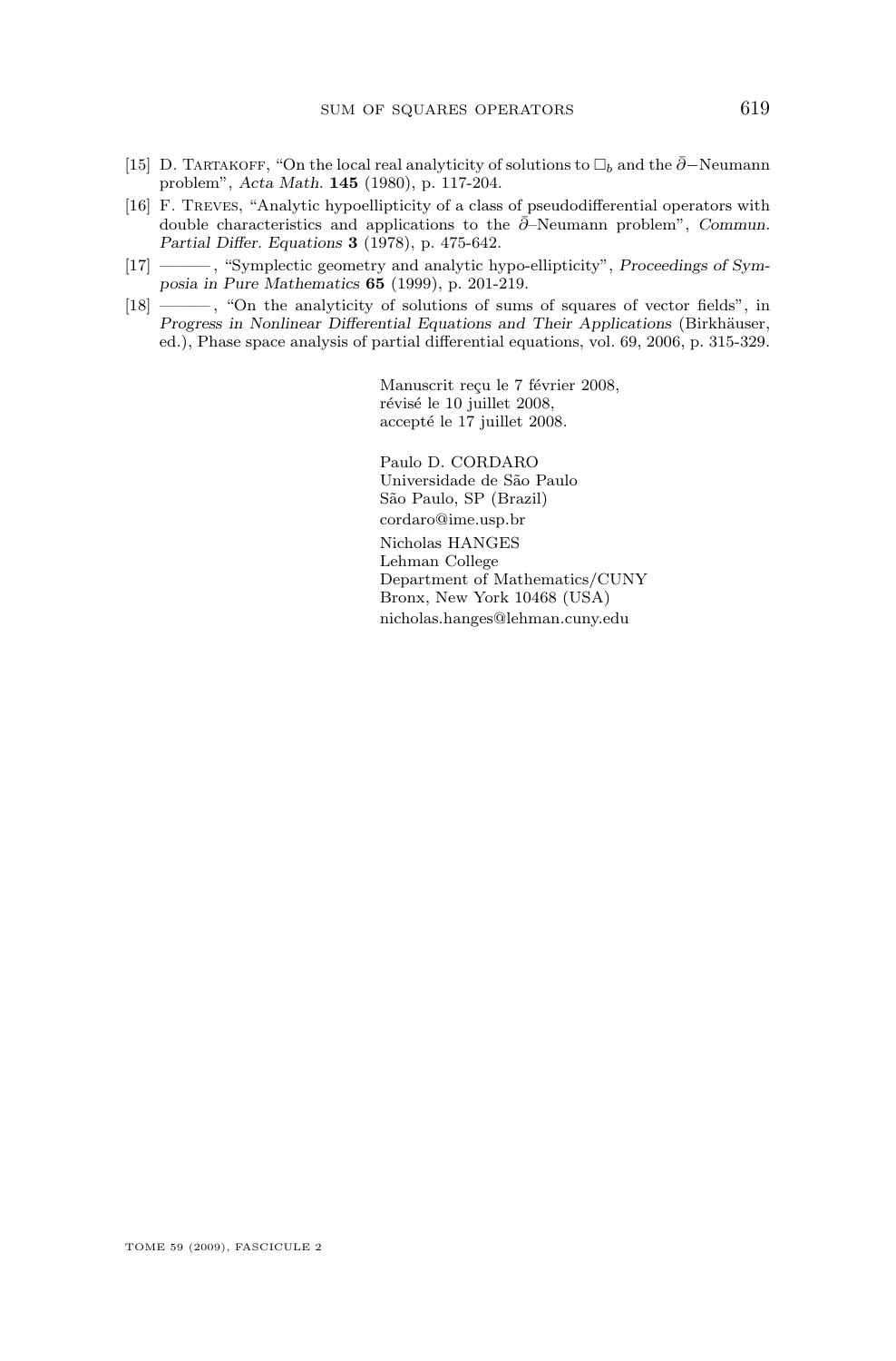[15] D. Tartakoff, "On the local real analyticity of solutions to $\Box_b$ and the $\bar{\partial}-$Neumann problem", *Acta Math.* **145** (1980), p. 117-204.

[16] F. Treves, "Analytic hypoellipticity of a class of pseudodifferential operators with double characteristics and applications to the $\bar{\partial}$–Neumann problem", *Commun. Partial Differ. Equations* **3** (1978), p. 475-642.

[17] ———, "Symplectic geometry and analytic hypo-ellipticity", *Proceedings of Symposia in Pure Mathematics* **65** (1999), p. 201-219.

[18] ———, "On the analyticity of solutions of sums of squares of vector fields", in *Progress in Nonlinear Differential Equations and Their Applications* (Birkhäuser, ed.), Phase space analysis of partial differential equations, vol. 69, 2006, p. 315-329.

Manuscrit reçu le 7 février 2008,
révisé le 10 juillet 2008,
accepté le 17 juillet 2008.

Paulo D. CORDARO
Universidade de São Paulo
São Paulo, SP (Brazil)
cordaro@ime.usp.br

Nicholas HANGES
Lehman College
Department of Mathematics/CUNY
Bronx, New York 10468 (USA)
nicholas.hanges@lehman.cuny.edu